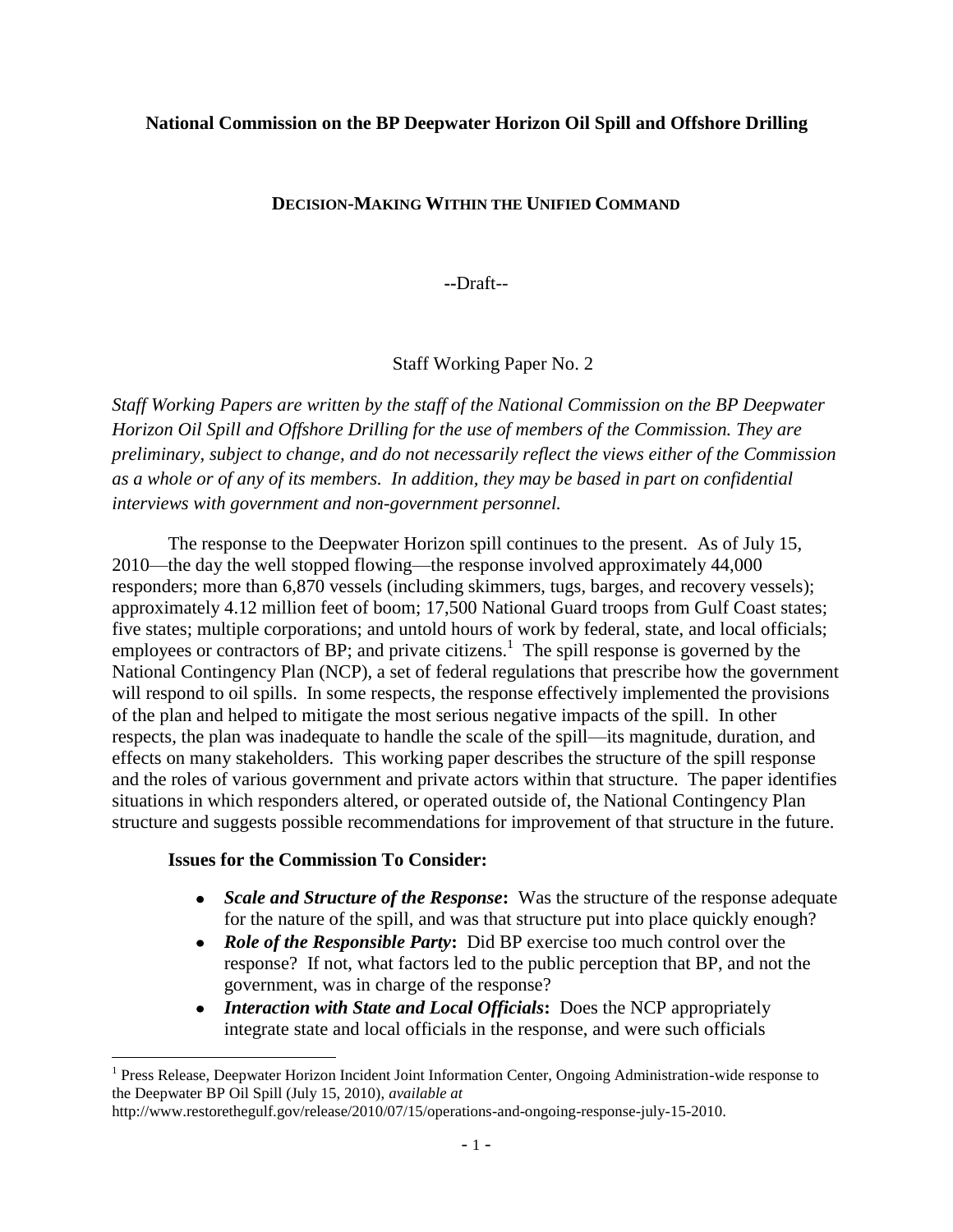**National Commission on the BP Deepwater Horizon Oil Spill and Offshore Drilling**

# DECISION-MAKING WITHIN THE UNIFIED COMMAND

--Draft--

Staff Working Paper No. 2

*Staff Working Papers are written by the staff of the National Commission on the BP Deepwater Horizon Oil Spill and Offshore Drilling for the use of members of the Commission. They are preliminary, subject to change, and do not necessarily reflect the views either of the Commission as a whole or of any of its members. In addition, they may be based in part on confidential interviews with government and non-government personnel.*

The response to the Deepwater Horizon spill continues to the present. As of July 15, 2010—the day the well stopped flowing—the response involved approximately 44,000 responders; more than 6,870 vessels (including skimmers, tugs, barges, and recovery vessels); approximately 4.12 million feet of boom; 17,500 National Guard troops from Gulf Coast states; five states; multiple corporations; and untold hours of work by federal, state, and local officials; employees or contractors of BP; and private citizens.[1] The spill response is governed by the National Contingency Plan (NCP), a set of federal regulations that prescribe how the government will respond to oil spills. In some respects, the response effectively implemented the provisions of the plan and helped to mitigate the most serious negative impacts of the spill. In other respects, the plan was inadequate to handle the scale of the spill—its magnitude, duration, and effects on many stakeholders. This working paper describes the structure of the spill response and the roles of various government and private actors within that structure. The paper identifies situations in which responders altered, or operated outside of, the National Contingency Plan structure and suggests possible recommendations for improvement of that structure in the future.

**Issues for the Commission To Consider:**

- ***Scale and Structure of the Response*****:** Was the structure of the response adequate for the nature of the spill, and was that structure put into place quickly enough?
- ***Role of the Responsible Party*****:** Did BP exercise too much control over the response? If not, what factors led to the public perception that BP, and not the government, was in charge of the response?
- ***Interaction with State and Local Officials*****:** Does the NCP appropriately integrate state and local officials in the response, and were such officials

[1] Press Release, Deepwater Horizon Incident Joint Information Center, Ongoing Administration-wide response to the Deepwater BP Oil Spill (July 15, 2010), *available at* http://www.restorethegulf.gov/release/2010/07/15/operations-and-ongoing-response-july-15-2010.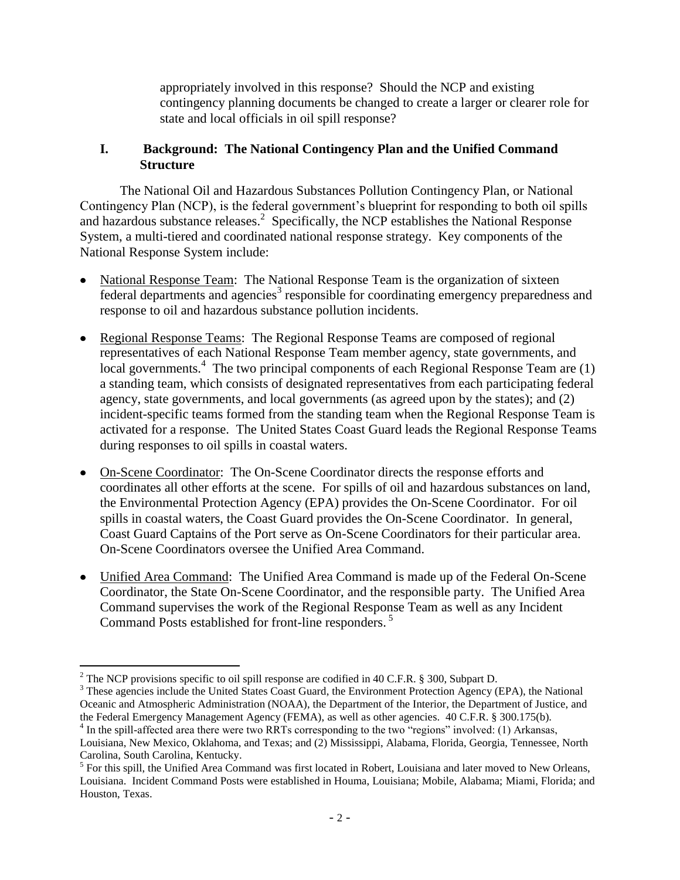appropriately involved in this response? Should the NCP and existing contingency planning documents be changed to create a larger or clearer role for state and local officials in oil spill response?

## I. Background: The National Contingency Plan and the Unified Command Structure

The National Oil and Hazardous Substances Pollution Contingency Plan, or National Contingency Plan (NCP), is the federal government's blueprint for responding to both oil spills and hazardous substance releases.[2] Specifically, the NCP establishes the National Response System, a multi-tiered and coordinated national response strategy. Key components of the National Response System include:

- National Response Team: The National Response Team is the organization of sixteen federal departments and agencies[3] responsible for coordinating emergency preparedness and response to oil and hazardous substance pollution incidents.
- Regional Response Teams: The Regional Response Teams are composed of regional representatives of each National Response Team member agency, state governments, and local governments.[4] The two principal components of each Regional Response Team are (1) a standing team, which consists of designated representatives from each participating federal agency, state governments, and local governments (as agreed upon by the states); and (2) incident-specific teams formed from the standing team when the Regional Response Team is activated for a response. The United States Coast Guard leads the Regional Response Teams during responses to oil spills in coastal waters.
- On-Scene Coordinator: The On-Scene Coordinator directs the response efforts and coordinates all other efforts at the scene. For spills of oil and hazardous substances on land, the Environmental Protection Agency (EPA) provides the On-Scene Coordinator. For oil spills in coastal waters, the Coast Guard provides the On-Scene Coordinator. In general, Coast Guard Captains of the Port serve as On-Scene Coordinators for their particular area. On-Scene Coordinators oversee the Unified Area Command.
- Unified Area Command: The Unified Area Command is made up of the Federal On-Scene Coordinator, the State On-Scene Coordinator, and the responsible party. The Unified Area Command supervises the work of the Regional Response Team as well as any Incident Command Posts established for front-line responders.[5]

---

[2] The NCP provisions specific to oil spill response are codified in 40 C.F.R. § 300, Subpart D.

[3] These agencies include the United States Coast Guard, the Environment Protection Agency (EPA), the National Oceanic and Atmospheric Administration (NOAA), the Department of the Interior, the Department of Justice, and the Federal Emergency Management Agency (FEMA), as well as other agencies. 40 C.F.R. § 300.175(b).

[4] In the spill-affected area there were two RRTs corresponding to the two "regions" involved: (1) Arkansas, Louisiana, New Mexico, Oklahoma, and Texas; and (2) Mississippi, Alabama, Florida, Georgia, Tennessee, North Carolina, South Carolina, Kentucky.

[5] For this spill, the Unified Area Command was first located in Robert, Louisiana and later moved to New Orleans, Louisiana. Incident Command Posts were established in Houma, Louisiana; Mobile, Alabama; Miami, Florida; and Houston, Texas.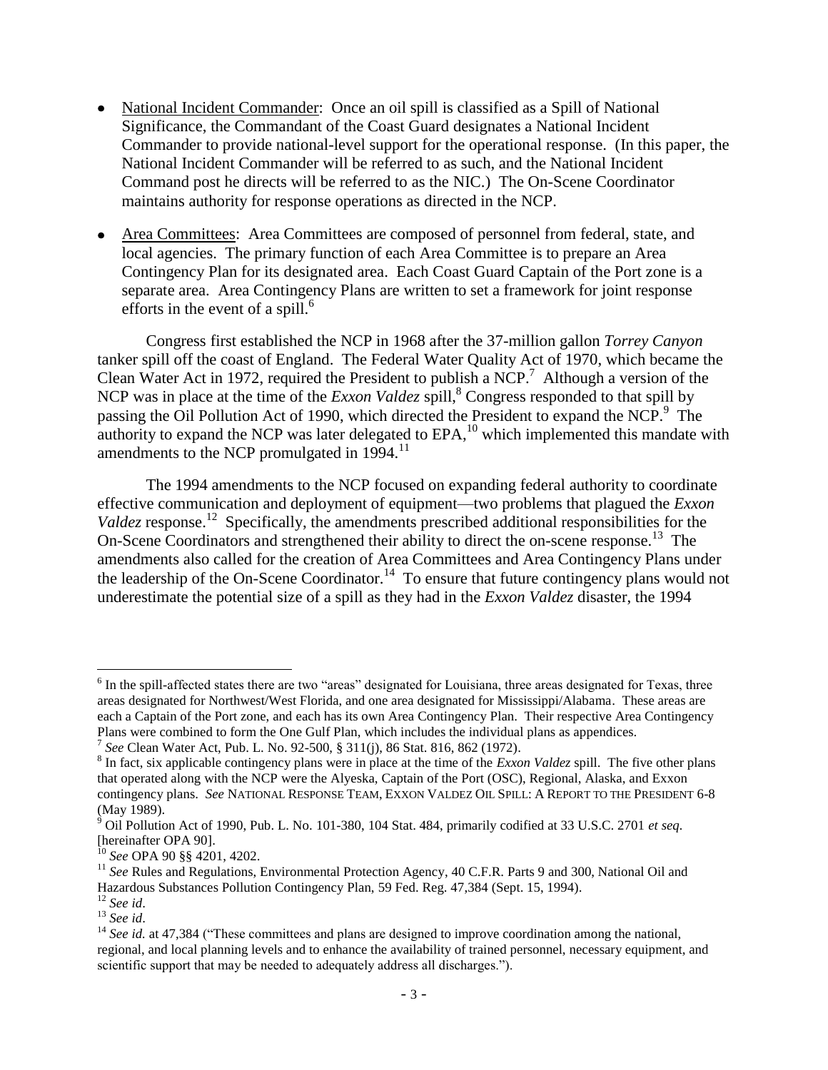- National Incident Commander: Once an oil spill is classified as a Spill of National Significance, the Commandant of the Coast Guard designates a National Incident Commander to provide national-level support for the operational response. (In this paper, the National Incident Commander will be referred to as such, and the National Incident Command post he directs will be referred to as the NIC.) The On-Scene Coordinator maintains authority for response operations as directed in the NCP.

- Area Committees: Area Committees are composed of personnel from federal, state, and local agencies. The primary function of each Area Committee is to prepare an Area Contingency Plan for its designated area. Each Coast Guard Captain of the Port zone is a separate area. Area Contingency Plans are written to set a framework for joint response efforts in the event of a spill.[6]

Congress first established the NCP in 1968 after the 37-million gallon *Torrey Canyon* tanker spill off the coast of England. The Federal Water Quality Act of 1970, which became the Clean Water Act in 1972, required the President to publish a NCP.[7] Although a version of the NCP was in place at the time of the *Exxon Valdez* spill,[8] Congress responded to that spill by passing the Oil Pollution Act of 1990, which directed the President to expand the NCP.[9] The authority to expand the NCP was later delegated to EPA,[10] which implemented this mandate with amendments to the NCP promulgated in 1994.[11]

The 1994 amendments to the NCP focused on expanding federal authority to coordinate effective communication and deployment of equipment—two problems that plagued the *Exxon Valdez* response.[12] Specifically, the amendments prescribed additional responsibilities for the On-Scene Coordinators and strengthened their ability to direct the on-scene response.[13] The amendments also called for the creation of Area Committees and Area Contingency Plans under the leadership of the On-Scene Coordinator.[14] To ensure that future contingency plans would not underestimate the potential size of a spill as they had in the *Exxon Valdez* disaster, the 1994

---

[6] In the spill-affected states there are two "areas" designated for Louisiana, three areas designated for Texas, three areas designated for Northwest/West Florida, and one area designated for Mississippi/Alabama. These areas are each a Captain of the Port zone, and each has its own Area Contingency Plan. Their respective Area Contingency Plans were combined to form the One Gulf Plan, which includes the individual plans as appendices.

[7] *See* Clean Water Act, Pub. L. No. 92-500, § 311(j), 86 Stat. 816, 862 (1972).

[8] In fact, six applicable contingency plans were in place at the time of the *Exxon Valdez* spill. The five other plans that operated along with the NCP were the Alyeska, Captain of the Port (OSC), Regional, Alaska, and Exxon contingency plans. *See* NATIONAL RESPONSE TEAM, EXXON VALDEZ OIL SPILL: A REPORT TO THE PRESIDENT 6-8 (May 1989).

[9] Oil Pollution Act of 1990, Pub. L. No. 101-380, 104 Stat. 484, primarily codified at 33 U.S.C. 2701 *et seq*. [hereinafter OPA 90].

[10] *See* OPA 90 §§ 4201, 4202.

[11] *See* Rules and Regulations, Environmental Protection Agency, 40 C.F.R. Parts 9 and 300, National Oil and Hazardous Substances Pollution Contingency Plan, 59 Fed. Reg. 47,384 (Sept. 15, 1994).

[12] *See id*.

[13] *See id*.

[14] *See id.* at 47,384 ("These committees and plans are designed to improve coordination among the national, regional, and local planning levels and to enhance the availability of trained personnel, necessary equipment, and scientific support that may be needed to adequately address all discharges.").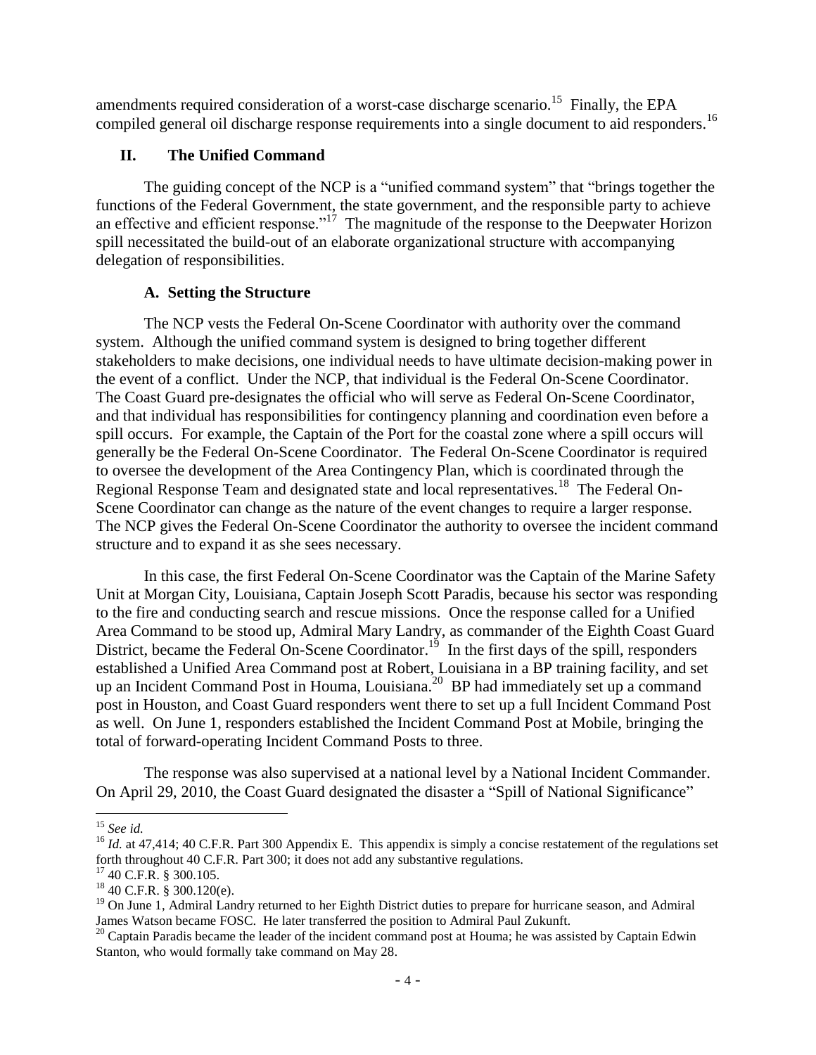amendments required consideration of a worst-case discharge scenario.[15] Finally, the EPA compiled general oil discharge response requirements into a single document to aid responders.[16]

## II. The Unified Command

The guiding concept of the NCP is a "unified command system" that "brings together the functions of the Federal Government, the state government, and the responsible party to achieve an effective and efficient response."[17] The magnitude of the response to the Deepwater Horizon spill necessitated the build-out of an elaborate organizational structure with accompanying delegation of responsibilities.

### A. Setting the Structure

The NCP vests the Federal On-Scene Coordinator with authority over the command system. Although the unified command system is designed to bring together different stakeholders to make decisions, one individual needs to have ultimate decision-making power in the event of a conflict. Under the NCP, that individual is the Federal On-Scene Coordinator. The Coast Guard pre-designates the official who will serve as Federal On-Scene Coordinator, and that individual has responsibilities for contingency planning and coordination even before a spill occurs. For example, the Captain of the Port for the coastal zone where a spill occurs will generally be the Federal On-Scene Coordinator. The Federal On-Scene Coordinator is required to oversee the development of the Area Contingency Plan, which is coordinated through the Regional Response Team and designated state and local representatives.[18] The Federal On-Scene Coordinator can change as the nature of the event changes to require a larger response. The NCP gives the Federal On-Scene Coordinator the authority to oversee the incident command structure and to expand it as she sees necessary.

In this case, the first Federal On-Scene Coordinator was the Captain of the Marine Safety Unit at Morgan City, Louisiana, Captain Joseph Scott Paradis, because his sector was responding to the fire and conducting search and rescue missions. Once the response called for a Unified Area Command to be stood up, Admiral Mary Landry, as commander of the Eighth Coast Guard District, became the Federal On-Scene Coordinator.[19] In the first days of the spill, responders established a Unified Area Command post at Robert, Louisiana in a BP training facility, and set up an Incident Command Post in Houma, Louisiana.[20] BP had immediately set up a command post in Houston, and Coast Guard responders went there to set up a full Incident Command Post as well. On June 1, responders established the Incident Command Post at Mobile, bringing the total of forward-operating Incident Command Posts to three.

The response was also supervised at a national level by a National Incident Commander. On April 29, 2010, the Coast Guard designated the disaster a "Spill of National Significance"

---

[15] *See id.*

[16] *Id.* at 47,414; 40 C.F.R. Part 300 Appendix E. This appendix is simply a concise restatement of the regulations set forth throughout 40 C.F.R. Part 300; it does not add any substantive regulations.

[17] 40 C.F.R. § 300.105.

[18] 40 C.F.R. § 300.120(e).

[19] On June 1, Admiral Landry returned to her Eighth District duties to prepare for hurricane season, and Admiral James Watson became FOSC. He later transferred the position to Admiral Paul Zukunft.

[20] Captain Paradis became the leader of the incident command post at Houma; he was assisted by Captain Edwin Stanton, who would formally take command on May 28.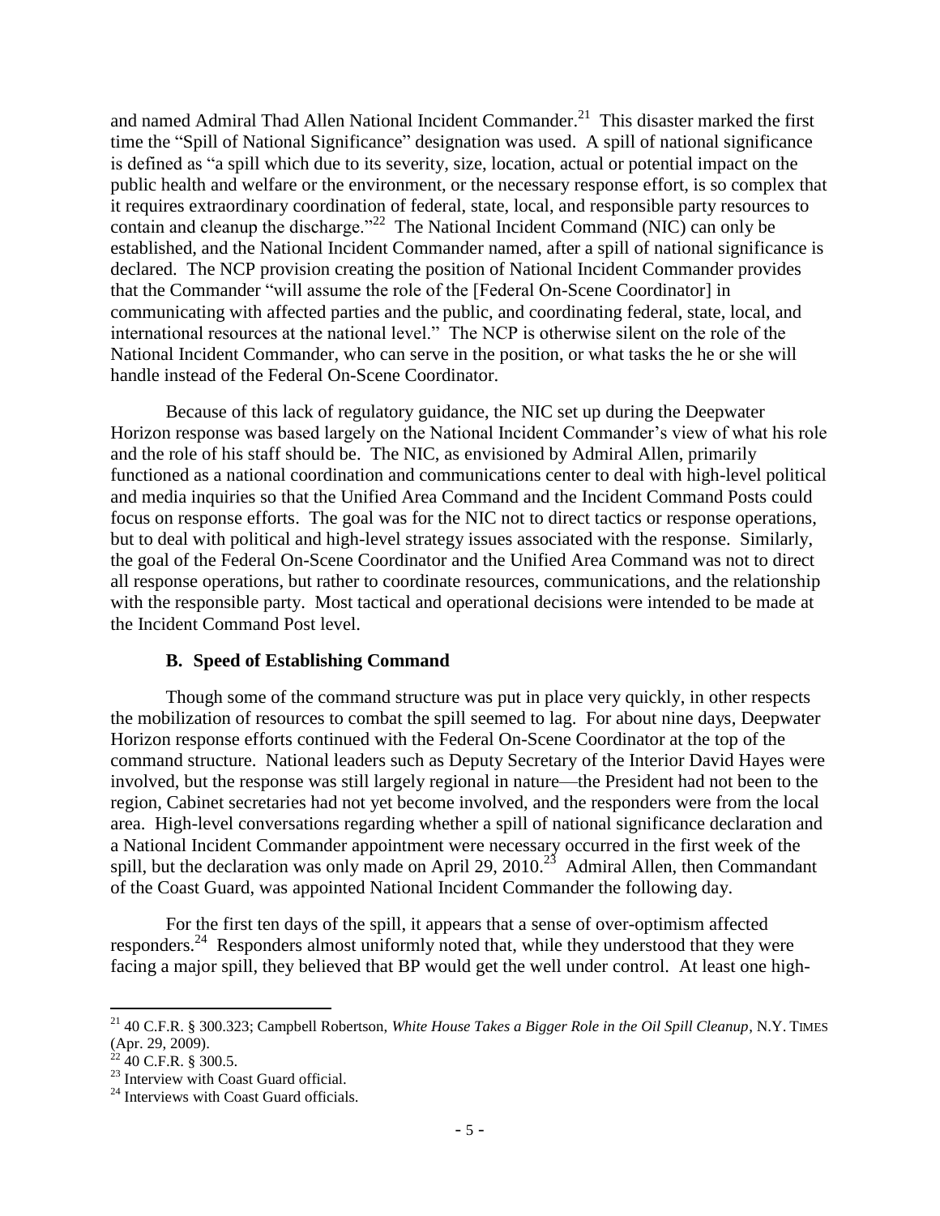and named Admiral Thad Allen National Incident Commander.[21] This disaster marked the first time the "Spill of National Significance" designation was used. A spill of national significance is defined as "a spill which due to its severity, size, location, actual or potential impact on the public health and welfare or the environment, or the necessary response effort, is so complex that it requires extraordinary coordination of federal, state, local, and responsible party resources to contain and cleanup the discharge."[22] The National Incident Command (NIC) can only be established, and the National Incident Commander named, after a spill of national significance is declared. The NCP provision creating the position of National Incident Commander provides that the Commander "will assume the role of the [Federal On-Scene Coordinator] in communicating with affected parties and the public, and coordinating federal, state, local, and international resources at the national level." The NCP is otherwise silent on the role of the National Incident Commander, who can serve in the position, or what tasks the he or she will handle instead of the Federal On-Scene Coordinator.

Because of this lack of regulatory guidance, the NIC set up during the Deepwater Horizon response was based largely on the National Incident Commander's view of what his role and the role of his staff should be. The NIC, as envisioned by Admiral Allen, primarily functioned as a national coordination and communications center to deal with high-level political and media inquiries so that the Unified Area Command and the Incident Command Posts could focus on response efforts. The goal was for the NIC not to direct tactics or response operations, but to deal with political and high-level strategy issues associated with the response. Similarly, the goal of the Federal On-Scene Coordinator and the Unified Area Command was not to direct all response operations, but rather to coordinate resources, communications, and the relationship with the responsible party. Most tactical and operational decisions were intended to be made at the Incident Command Post level.

### B. Speed of Establishing Command

Though some of the command structure was put in place very quickly, in other respects the mobilization of resources to combat the spill seemed to lag. For about nine days, Deepwater Horizon response efforts continued with the Federal On-Scene Coordinator at the top of the command structure. National leaders such as Deputy Secretary of the Interior David Hayes were involved, but the response was still largely regional in nature—the President had not been to the region, Cabinet secretaries had not yet become involved, and the responders were from the local area. High-level conversations regarding whether a spill of national significance declaration and a National Incident Commander appointment were necessary occurred in the first week of the spill, but the declaration was only made on April 29, 2010.[23] Admiral Allen, then Commandant of the Coast Guard, was appointed National Incident Commander the following day.

For the first ten days of the spill, it appears that a sense of over-optimism affected responders.[24] Responders almost uniformly noted that, while they understood that they were facing a major spill, they believed that BP would get the well under control. At least one high-

---

[21] 40 C.F.R. § 300.323; Campbell Robertson, *White House Takes a Bigger Role in the Oil Spill Cleanup*, N.Y. TIMES (Apr. 29, 2009).

[22] 40 C.F.R. § 300.5.

[23] Interview with Coast Guard official.

[24] Interviews with Coast Guard officials.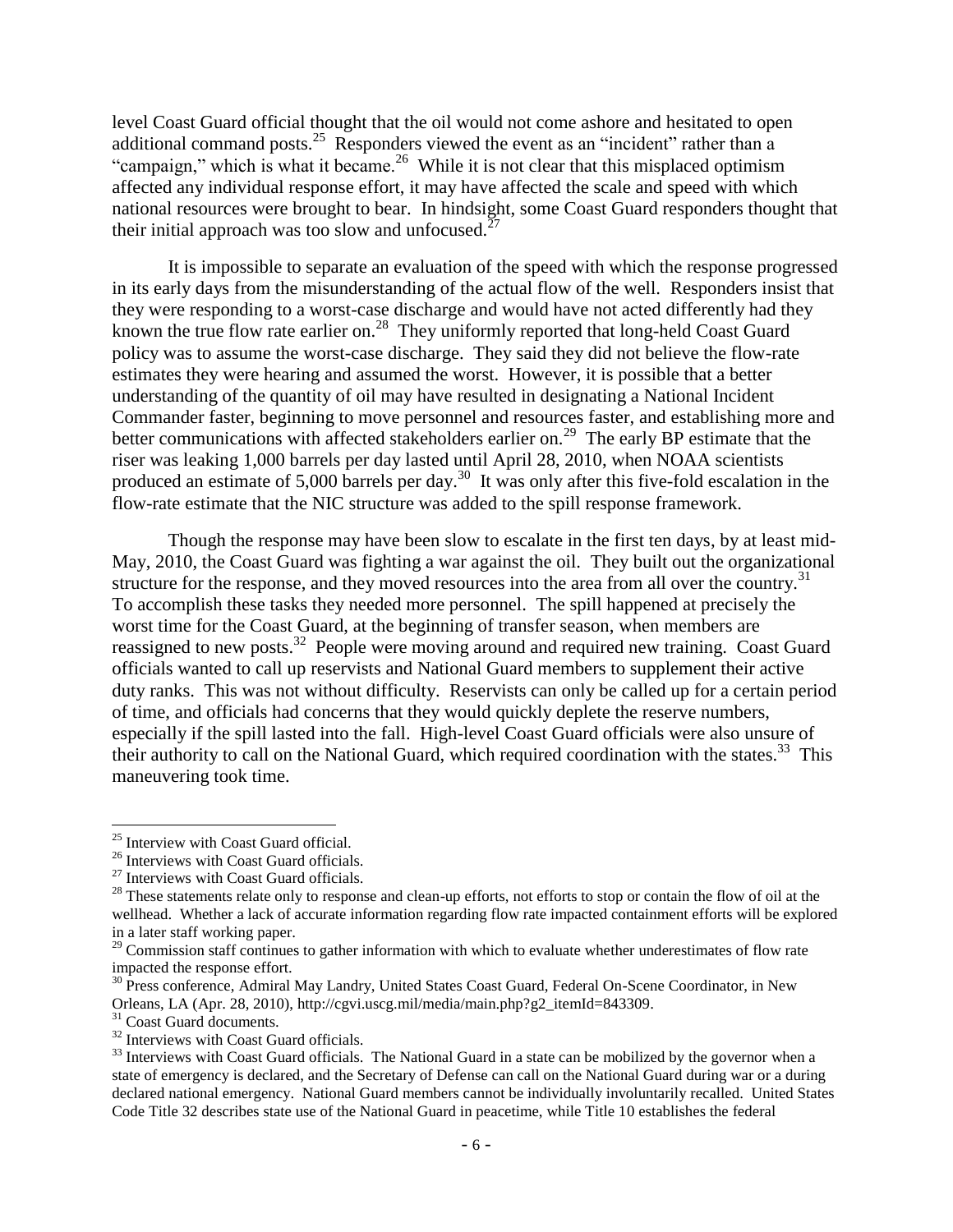level Coast Guard official thought that the oil would not come ashore and hesitated to open additional command posts.[25] Responders viewed the event as an "incident" rather than a "campaign," which is what it became.[26] While it is not clear that this misplaced optimism affected any individual response effort, it may have affected the scale and speed with which national resources were brought to bear. In hindsight, some Coast Guard responders thought that their initial approach was too slow and unfocused.[27]

It is impossible to separate an evaluation of the speed with which the response progressed in its early days from the misunderstanding of the actual flow of the well. Responders insist that they were responding to a worst-case discharge and would have not acted differently had they known the true flow rate earlier on.[28] They uniformly reported that long-held Coast Guard policy was to assume the worst-case discharge. They said they did not believe the flow-rate estimates they were hearing and assumed the worst. However, it is possible that a better understanding of the quantity of oil may have resulted in designating a National Incident Commander faster, beginning to move personnel and resources faster, and establishing more and better communications with affected stakeholders earlier on.[29] The early BP estimate that the riser was leaking 1,000 barrels per day lasted until April 28, 2010, when NOAA scientists produced an estimate of 5,000 barrels per day.[30] It was only after this five-fold escalation in the flow-rate estimate that the NIC structure was added to the spill response framework.

Though the response may have been slow to escalate in the first ten days, by at least mid-May, 2010, the Coast Guard was fighting a war against the oil. They built out the organizational structure for the response, and they moved resources into the area from all over the country.[31] To accomplish these tasks they needed more personnel. The spill happened at precisely the worst time for the Coast Guard, at the beginning of transfer season, when members are reassigned to new posts.[32] People were moving around and required new training. Coast Guard officials wanted to call up reservists and National Guard members to supplement their active duty ranks. This was not without difficulty. Reservists can only be called up for a certain period of time, and officials had concerns that they would quickly deplete the reserve numbers, especially if the spill lasted into the fall. High-level Coast Guard officials were also unsure of their authority to call on the National Guard, which required coordination with the states.[33] This maneuvering took time.

---

[25] Interview with Coast Guard official.

[26] Interviews with Coast Guard officials.

[27] Interviews with Coast Guard officials.

[28] These statements relate only to response and clean-up efforts, not efforts to stop or contain the flow of oil at the wellhead. Whether a lack of accurate information regarding flow rate impacted containment efforts will be explored in a later staff working paper.

[29] Commission staff continues to gather information with which to evaluate whether underestimates of flow rate impacted the response effort.

[30] Press conference, Admiral May Landry, United States Coast Guard, Federal On-Scene Coordinator, in New Orleans, LA (Apr. 28, 2010), http://cgvi.uscg.mil/media/main.php?g2_itemId=843309.

[31] Coast Guard documents.

[32] Interviews with Coast Guard officials.

[33] Interviews with Coast Guard officials. The National Guard in a state can be mobilized by the governor when a state of emergency is declared, and the Secretary of Defense can call on the National Guard during war or a during declared national emergency. National Guard members cannot be individually involuntarily recalled. United States Code Title 32 describes state use of the National Guard in peacetime, while Title 10 establishes the federal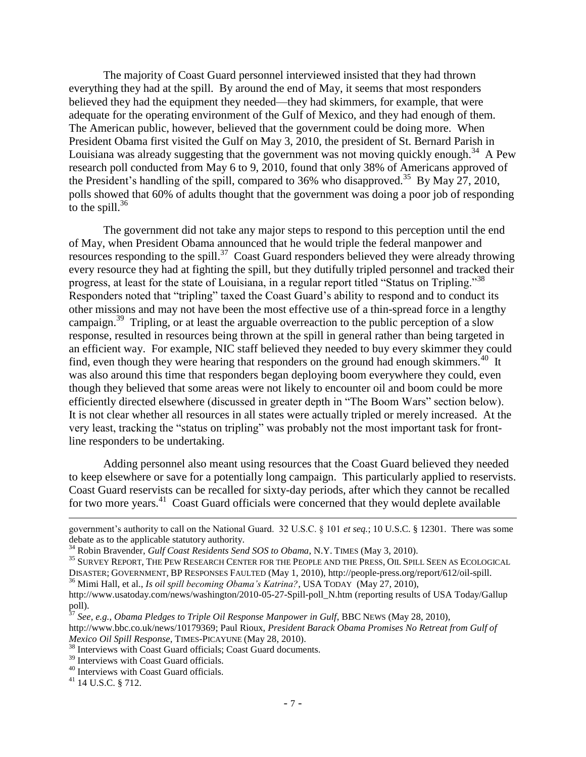The majority of Coast Guard personnel interviewed insisted that they had thrown everything they had at the spill. By around the end of May, it seems that most responders believed they had the equipment they needed—they had skimmers, for example, that were adequate for the operating environment of the Gulf of Mexico, and they had enough of them. The American public, however, believed that the government could be doing more. When President Obama first visited the Gulf on May 3, 2010, the president of St. Bernard Parish in Louisiana was already suggesting that the government was not moving quickly enough.[34] A Pew research poll conducted from May 6 to 9, 2010, found that only 38% of Americans approved of the President's handling of the spill, compared to 36% who disapproved.[35] By May 27, 2010, polls showed that 60% of adults thought that the government was doing a poor job of responding to the spill.[36]

The government did not take any major steps to respond to this perception until the end of May, when President Obama announced that he would triple the federal manpower and resources responding to the spill.[37] Coast Guard responders believed they were already throwing every resource they had at fighting the spill, but they dutifully tripled personnel and tracked their progress, at least for the state of Louisiana, in a regular report titled "Status on Tripling."[38] Responders noted that "tripling" taxed the Coast Guard's ability to respond and to conduct its other missions and may not have been the most effective use of a thin-spread force in a lengthy campaign.[39] Tripling, or at least the arguable overreaction to the public perception of a slow response, resulted in resources being thrown at the spill in general rather than being targeted in an efficient way. For example, NIC staff believed they needed to buy every skimmer they could find, even though they were hearing that responders on the ground had enough skimmers.[40] It was also around this time that responders began deploying boom everywhere they could, even though they believed that some areas were not likely to encounter oil and boom could be more efficiently directed elsewhere (discussed in greater depth in "The Boom Wars" section below). It is not clear whether all resources in all states were actually tripled or merely increased. At the very least, tracking the "status on tripling" was probably not the most important task for front-line responders to be undertaking.

Adding personnel also meant using resources that the Coast Guard believed they needed to keep elsewhere or save for a potentially long campaign. This particularly applied to reservists. Coast Guard reservists can be recalled for sixty-day periods, after which they cannot be recalled for two more years.[41] Coast Guard officials were concerned that they would deplete available

---

government's authority to call on the National Guard. 32 U.S.C. § 101 *et seq.*; 10 U.S.C. § 12301. There was some debate as to the applicable statutory authority.

[34] Robin Bravender, *Gulf Coast Residents Send SOS to Obama*, N.Y. TIMES (May 3, 2010).

[35] SURVEY REPORT, THE PEW RESEARCH CENTER FOR THE PEOPLE AND THE PRESS, OIL SPILL SEEN AS ECOLOGICAL DISASTER; GOVERNMENT, BP RESPONSES FAULTED (May 1, 2010), http://people-press.org/report/612/oil-spill.

[36] Mimi Hall, et al., *Is oil spill becoming Obama's Katrina?*, USA TODAY (May 27, 2010), http://www.usatoday.com/news/washington/2010-05-27-Spill-poll_N.htm (reporting results of USA Today/Gallup poll).

[37] *See, e.g.*, *Obama Pledges to Triple Oil Response Manpower in Gulf*, BBC NEWS (May 28, 2010), http://www.bbc.co.uk/news/10179369; Paul Rioux, *President Barack Obama Promises No Retreat from Gulf of Mexico Oil Spill Response*, TIMES-PICAYUNE (May 28, 2010).

[38] Interviews with Coast Guard officials; Coast Guard documents.

[39] Interviews with Coast Guard officials.

[40] Interviews with Coast Guard officials.

[41] 14 U.S.C. § 712.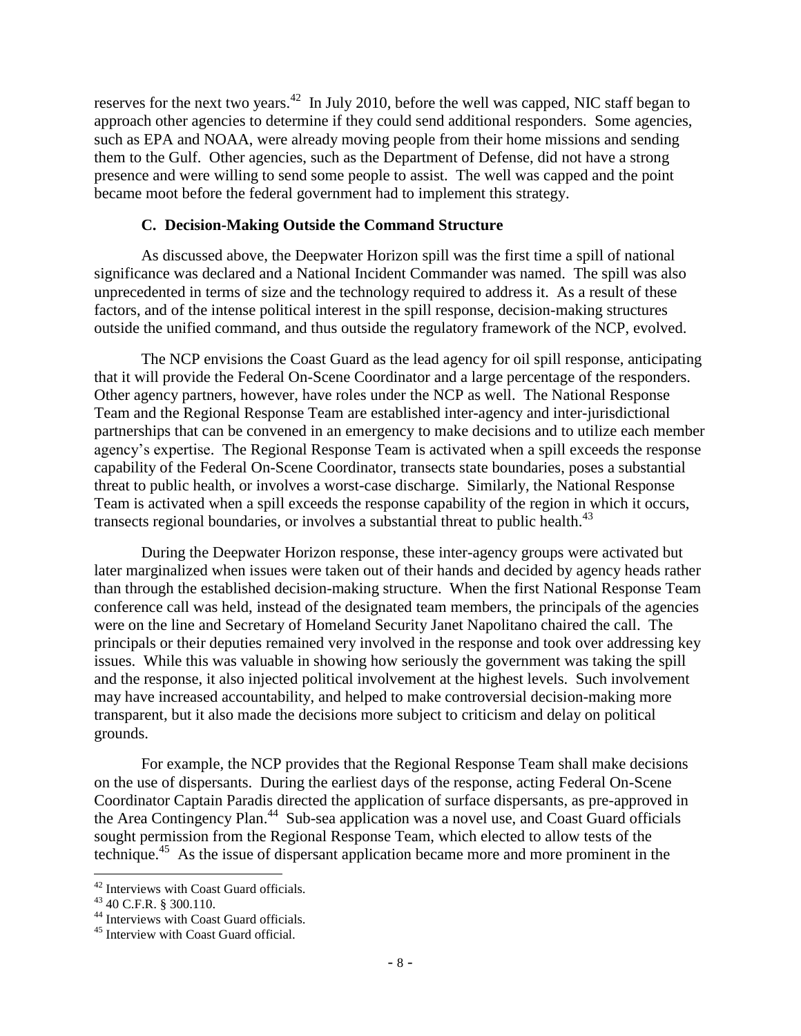reserves for the next two years.[42] In July 2010, before the well was capped, NIC staff began to approach other agencies to determine if they could send additional responders. Some agencies, such as EPA and NOAA, were already moving people from their home missions and sending them to the Gulf. Other agencies, such as the Department of Defense, did not have a strong presence and were willing to send some people to assist. The well was capped and the point became moot before the federal government had to implement this strategy.

### C. Decision-Making Outside the Command Structure

As discussed above, the Deepwater Horizon spill was the first time a spill of national significance was declared and a National Incident Commander was named. The spill was also unprecedented in terms of size and the technology required to address it. As a result of these factors, and of the intense political interest in the spill response, decision-making structures outside the unified command, and thus outside the regulatory framework of the NCP, evolved.

The NCP envisions the Coast Guard as the lead agency for oil spill response, anticipating that it will provide the Federal On-Scene Coordinator and a large percentage of the responders. Other agency partners, however, have roles under the NCP as well. The National Response Team and the Regional Response Team are established inter-agency and inter-jurisdictional partnerships that can be convened in an emergency to make decisions and to utilize each member agency's expertise. The Regional Response Team is activated when a spill exceeds the response capability of the Federal On-Scene Coordinator, transects state boundaries, poses a substantial threat to public health, or involves a worst-case discharge. Similarly, the National Response Team is activated when a spill exceeds the response capability of the region in which it occurs, transects regional boundaries, or involves a substantial threat to public health.[43]

During the Deepwater Horizon response, these inter-agency groups were activated but later marginalized when issues were taken out of their hands and decided by agency heads rather than through the established decision-making structure. When the first National Response Team conference call was held, instead of the designated team members, the principals of the agencies were on the line and Secretary of Homeland Security Janet Napolitano chaired the call. The principals or their deputies remained very involved in the response and took over addressing key issues. While this was valuable in showing how seriously the government was taking the spill and the response, it also injected political involvement at the highest levels. Such involvement may have increased accountability, and helped to make controversial decision-making more transparent, but it also made the decisions more subject to criticism and delay on political grounds.

For example, the NCP provides that the Regional Response Team shall make decisions on the use of dispersants. During the earliest days of the response, acting Federal On-Scene Coordinator Captain Paradis directed the application of surface dispersants, as pre-approved in the Area Contingency Plan.[44] Sub-sea application was a novel use, and Coast Guard officials sought permission from the Regional Response Team, which elected to allow tests of the technique.[45] As the issue of dispersant application became more and more prominent in the

---

[42] Interviews with Coast Guard officials.

[43] 40 C.F.R. § 300.110.

[44] Interviews with Coast Guard officials.

[45] Interview with Coast Guard official.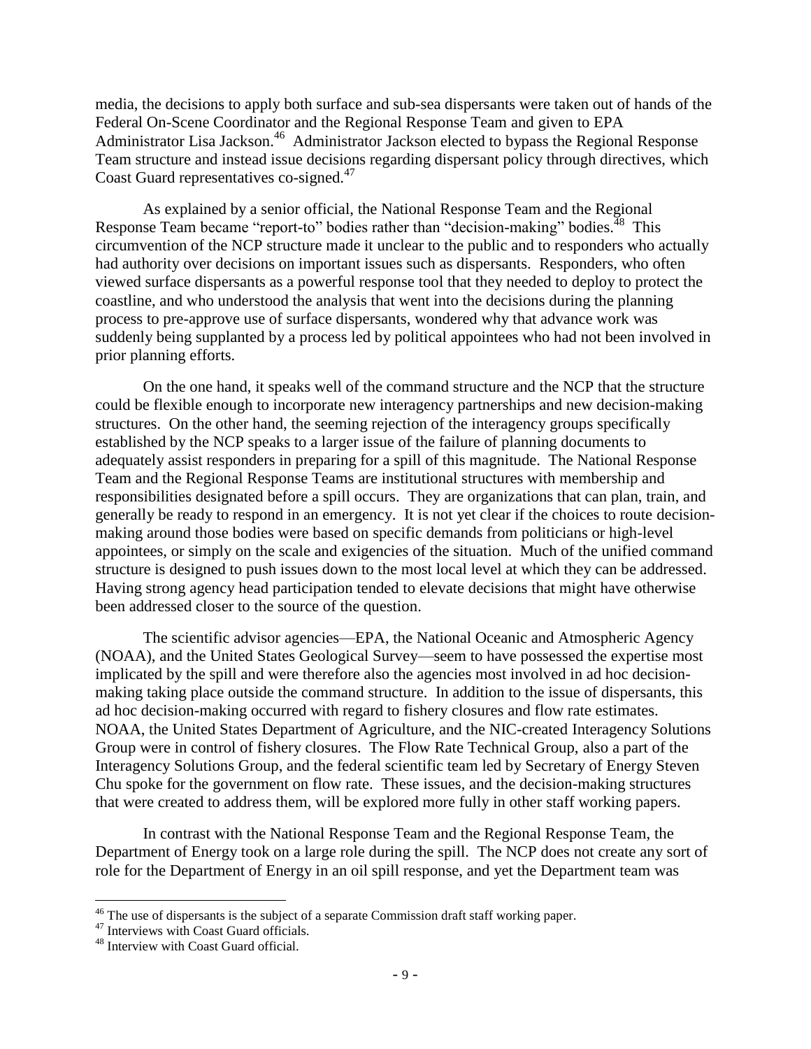media, the decisions to apply both surface and sub-sea dispersants were taken out of hands of the Federal On-Scene Coordinator and the Regional Response Team and given to EPA Administrator Lisa Jackson.[46] Administrator Jackson elected to bypass the Regional Response Team structure and instead issue decisions regarding dispersant policy through directives, which Coast Guard representatives co-signed.[47]

As explained by a senior official, the National Response Team and the Regional Response Team became "report-to" bodies rather than "decision-making" bodies.[48] This circumvention of the NCP structure made it unclear to the public and to responders who actually had authority over decisions on important issues such as dispersants. Responders, who often viewed surface dispersants as a powerful response tool that they needed to deploy to protect the coastline, and who understood the analysis that went into the decisions during the planning process to pre-approve use of surface dispersants, wondered why that advance work was suddenly being supplanted by a process led by political appointees who had not been involved in prior planning efforts.

On the one hand, it speaks well of the command structure and the NCP that the structure could be flexible enough to incorporate new interagency partnerships and new decision-making structures. On the other hand, the seeming rejection of the interagency groups specifically established by the NCP speaks to a larger issue of the failure of planning documents to adequately assist responders in preparing for a spill of this magnitude. The National Response Team and the Regional Response Teams are institutional structures with membership and responsibilities designated before a spill occurs. They are organizations that can plan, train, and generally be ready to respond in an emergency. It is not yet clear if the choices to route decision-making around those bodies were based on specific demands from politicians or high-level appointees, or simply on the scale and exigencies of the situation. Much of the unified command structure is designed to push issues down to the most local level at which they can be addressed. Having strong agency head participation tended to elevate decisions that might have otherwise been addressed closer to the source of the question.

The scientific advisor agencies—EPA, the National Oceanic and Atmospheric Agency (NOAA), and the United States Geological Survey—seem to have possessed the expertise most implicated by the spill and were therefore also the agencies most involved in ad hoc decision-making taking place outside the command structure. In addition to the issue of dispersants, this ad hoc decision-making occurred with regard to fishery closures and flow rate estimates. NOAA, the United States Department of Agriculture, and the NIC-created Interagency Solutions Group were in control of fishery closures. The Flow Rate Technical Group, also a part of the Interagency Solutions Group, and the federal scientific team led by Secretary of Energy Steven Chu spoke for the government on flow rate. These issues, and the decision-making structures that were created to address them, will be explored more fully in other staff working papers.

In contrast with the National Response Team and the Regional Response Team, the Department of Energy took on a large role during the spill. The NCP does not create any sort of role for the Department of Energy in an oil spill response, and yet the Department team was

---

[46] The use of dispersants is the subject of a separate Commission draft staff working paper.

[47] Interviews with Coast Guard officials.

[48] Interview with Coast Guard official.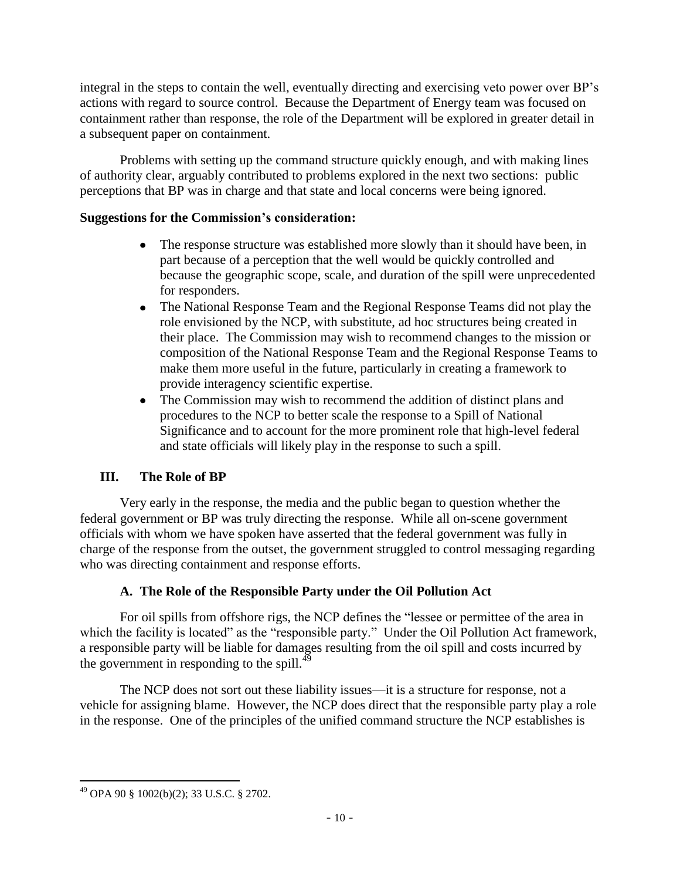integral in the steps to contain the well, eventually directing and exercising veto power over BP's actions with regard to source control. Because the Department of Energy team was focused on containment rather than response, the role of the Department will be explored in greater detail in a subsequent paper on containment.

Problems with setting up the command structure quickly enough, and with making lines of authority clear, arguably contributed to problems explored in the next two sections: public perceptions that BP was in charge and that state and local concerns were being ignored.

**Suggestions for the Commission's consideration:**

- The response structure was established more slowly than it should have been, in part because of a perception that the well would be quickly controlled and because the geographic scope, scale, and duration of the spill were unprecedented for responders.
- The National Response Team and the Regional Response Teams did not play the role envisioned by the NCP, with substitute, ad hoc structures being created in their place. The Commission may wish to recommend changes to the mission or composition of the National Response Team and the Regional Response Teams to make them more useful in the future, particularly in creating a framework to provide interagency scientific expertise.
- The Commission may wish to recommend the addition of distinct plans and procedures to the NCP to better scale the response to a Spill of National Significance and to account for the more prominent role that high-level federal and state officials will likely play in the response to such a spill.

## III. The Role of BP

Very early in the response, the media and the public began to question whether the federal government or BP was truly directing the response. While all on-scene government officials with whom we have spoken have asserted that the federal government was fully in charge of the response from the outset, the government struggled to control messaging regarding who was directing containment and response efforts.

### A. The Role of the Responsible Party under the Oil Pollution Act

For oil spills from offshore rigs, the NCP defines the "lessee or permittee of the area in which the facility is located" as the "responsible party." Under the Oil Pollution Act framework, a responsible party will be liable for damages resulting from the oil spill and costs incurred by the government in responding to the spill.[49]

The NCP does not sort out these liability issues—it is a structure for response, not a vehicle for assigning blame. However, the NCP does direct that the responsible party play a role in the response. One of the principles of the unified command structure the NCP establishes is

[49] OPA 90 § 1002(b)(2); 33 U.S.C. § 2702.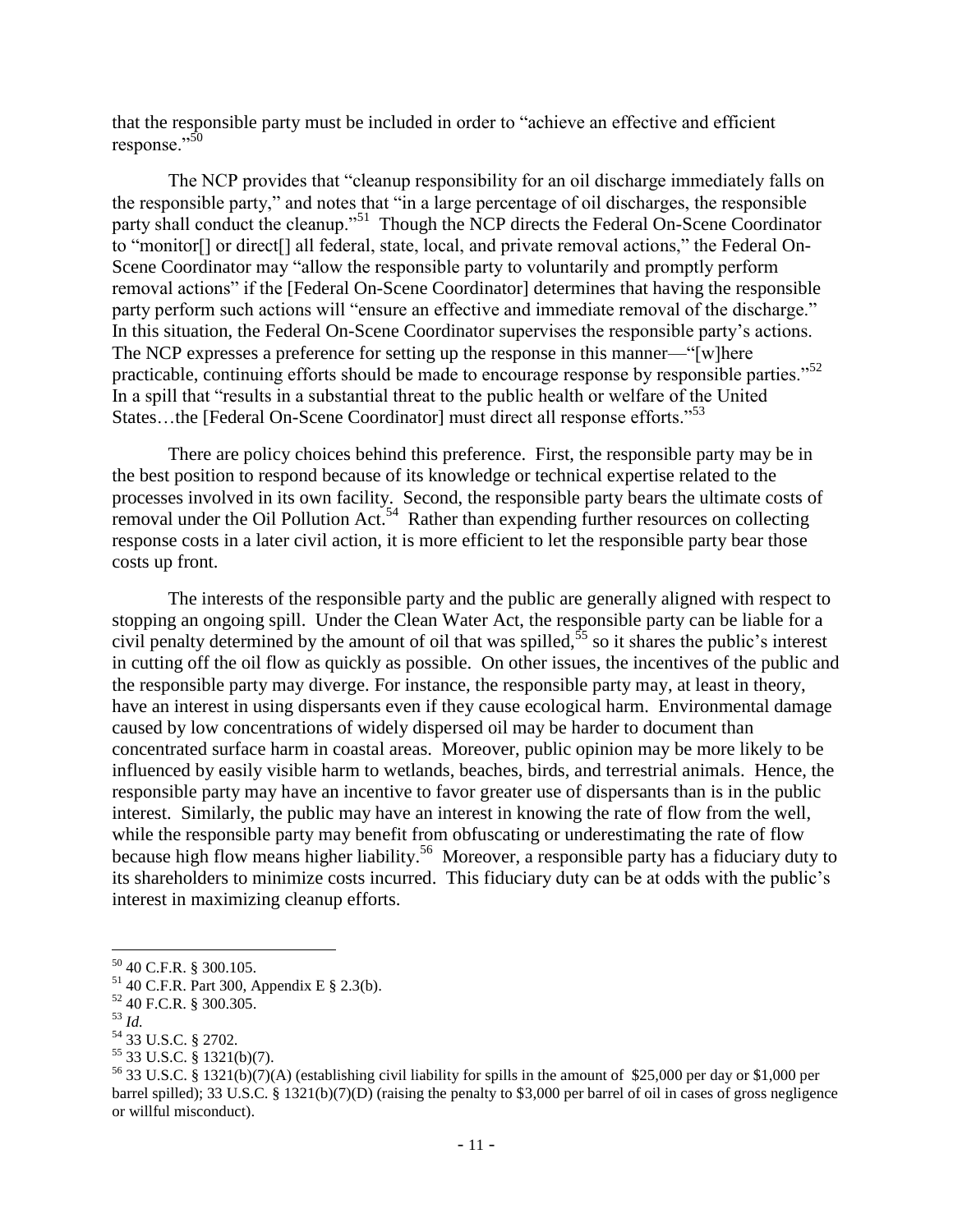that the responsible party must be included in order to "achieve an effective and efficient response."[50]

The NCP provides that "cleanup responsibility for an oil discharge immediately falls on the responsible party," and notes that "in a large percentage of oil discharges, the responsible party shall conduct the cleanup."[51] Though the NCP directs the Federal On-Scene Coordinator to "monitor[] or direct[] all federal, state, local, and private removal actions," the Federal On-Scene Coordinator may "allow the responsible party to voluntarily and promptly perform removal actions" if the [Federal On-Scene Coordinator] determines that having the responsible party perform such actions will "ensure an effective and immediate removal of the discharge." In this situation, the Federal On-Scene Coordinator supervises the responsible party's actions. The NCP expresses a preference for setting up the response in this manner—"[w]here practicable, continuing efforts should be made to encourage response by responsible parties."[52] In a spill that "results in a substantial threat to the public health or welfare of the United States…the [Federal On-Scene Coordinator] must direct all response efforts."[53]

There are policy choices behind this preference. First, the responsible party may be in the best position to respond because of its knowledge or technical expertise related to the processes involved in its own facility. Second, the responsible party bears the ultimate costs of removal under the Oil Pollution Act.[54] Rather than expending further resources on collecting response costs in a later civil action, it is more efficient to let the responsible party bear those costs up front.

The interests of the responsible party and the public are generally aligned with respect to stopping an ongoing spill. Under the Clean Water Act, the responsible party can be liable for a civil penalty determined by the amount of oil that was spilled,[55] so it shares the public's interest in cutting off the oil flow as quickly as possible. On other issues, the incentives of the public and the responsible party may diverge. For instance, the responsible party may, at least in theory, have an interest in using dispersants even if they cause ecological harm. Environmental damage caused by low concentrations of widely dispersed oil may be harder to document than concentrated surface harm in coastal areas. Moreover, public opinion may be more likely to be influenced by easily visible harm to wetlands, beaches, birds, and terrestrial animals. Hence, the responsible party may have an incentive to favor greater use of dispersants than is in the public interest. Similarly, the public may have an interest in knowing the rate of flow from the well, while the responsible party may benefit from obfuscating or underestimating the rate of flow because high flow means higher liability.[56] Moreover, a responsible party has a fiduciary duty to its shareholders to minimize costs incurred. This fiduciary duty can be at odds with the public's interest in maximizing cleanup efforts.

---

[50] 40 C.F.R. § 300.105.

[51] 40 C.F.R. Part 300, Appendix E § 2.3(b).

[52] 40 F.C.R. § 300.305.

[53] *Id.*

[54] 33 U.S.C. § 2702.

[55] 33 U.S.C. § 1321(b)(7).

[56] 33 U.S.C. § 1321(b)(7)(A) (establishing civil liability for spills in the amount of $25,000 per day or $1,000 per barrel spilled); 33 U.S.C. § 1321(b)(7)(D) (raising the penalty to $3,000 per barrel of oil in cases of gross negligence or willful misconduct).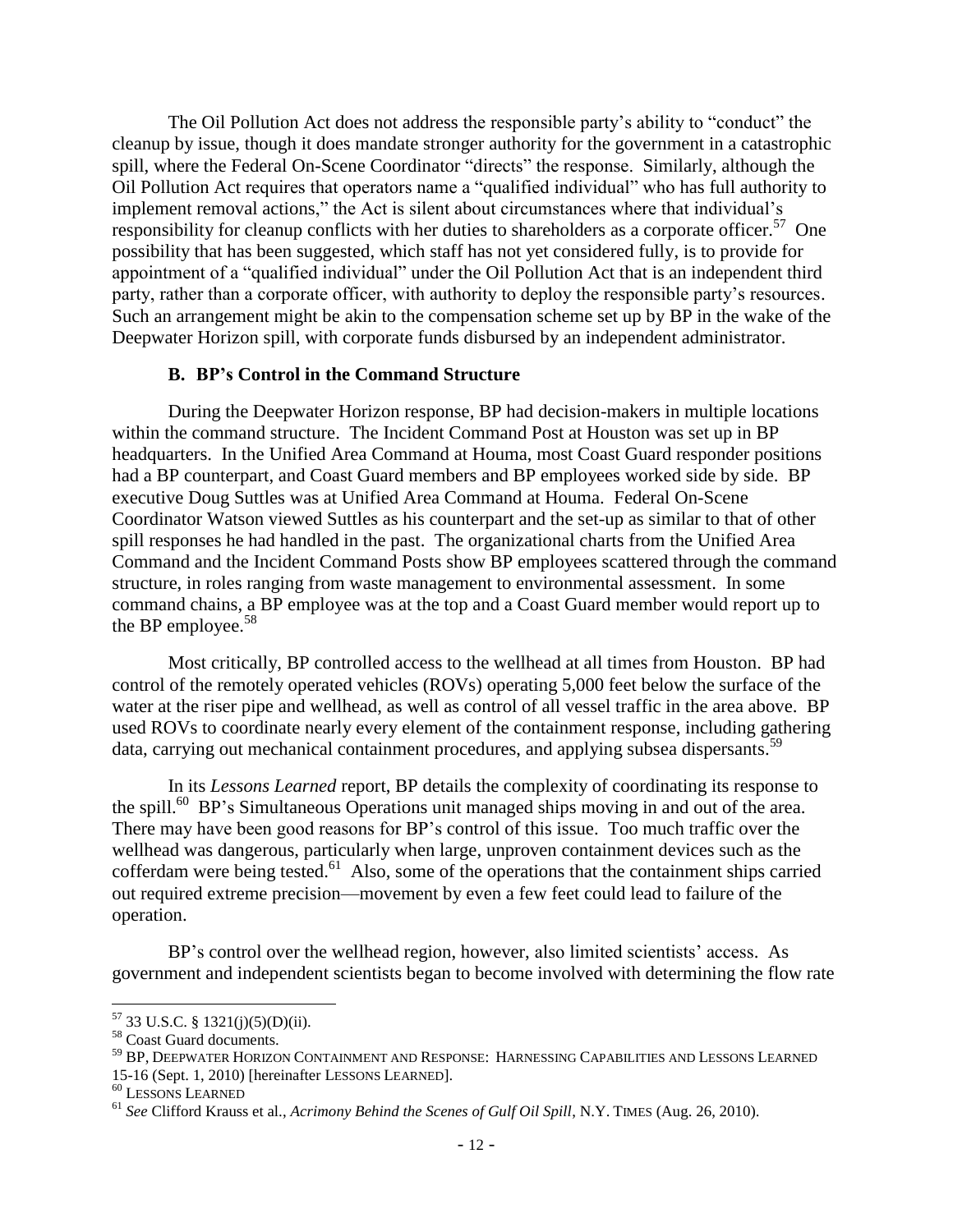The Oil Pollution Act does not address the responsible party's ability to "conduct" the cleanup by issue, though it does mandate stronger authority for the government in a catastrophic spill, where the Federal On-Scene Coordinator "directs" the response. Similarly, although the Oil Pollution Act requires that operators name a "qualified individual" who has full authority to implement removal actions," the Act is silent about circumstances where that individual's responsibility for cleanup conflicts with her duties to shareholders as a corporate officer.[57] One possibility that has been suggested, which staff has not yet considered fully, is to provide for appointment of a "qualified individual" under the Oil Pollution Act that is an independent third party, rather than a corporate officer, with authority to deploy the responsible party's resources. Such an arrangement might be akin to the compensation scheme set up by BP in the wake of the Deepwater Horizon spill, with corporate funds disbursed by an independent administrator.

### B. BP's Control in the Command Structure

During the Deepwater Horizon response, BP had decision-makers in multiple locations within the command structure. The Incident Command Post at Houston was set up in BP headquarters. In the Unified Area Command at Houma, most Coast Guard responder positions had a BP counterpart, and Coast Guard members and BP employees worked side by side. BP executive Doug Suttles was at Unified Area Command at Houma. Federal On-Scene Coordinator Watson viewed Suttles as his counterpart and the set-up as similar to that of other spill responses he had handled in the past. The organizational charts from the Unified Area Command and the Incident Command Posts show BP employees scattered through the command structure, in roles ranging from waste management to environmental assessment. In some command chains, a BP employee was at the top and a Coast Guard member would report up to the BP employee.[58]

Most critically, BP controlled access to the wellhead at all times from Houston. BP had control of the remotely operated vehicles (ROVs) operating 5,000 feet below the surface of the water at the riser pipe and wellhead, as well as control of all vessel traffic in the area above. BP used ROVs to coordinate nearly every element of the containment response, including gathering data, carrying out mechanical containment procedures, and applying subsea dispersants.[59]

In its *Lessons Learned* report, BP details the complexity of coordinating its response to the spill.[60] BP's Simultaneous Operations unit managed ships moving in and out of the area. There may have been good reasons for BP's control of this issue. Too much traffic over the wellhead was dangerous, particularly when large, unproven containment devices such as the cofferdam were being tested.[61] Also, some of the operations that the containment ships carried out required extreme precision—movement by even a few feet could lead to failure of the operation.

BP's control over the wellhead region, however, also limited scientists' access. As government and independent scientists began to become involved with determining the flow rate

---

[57] 33 U.S.C. § 1321(j)(5)(D)(ii).

[58] Coast Guard documents.

[59] BP, DEEPWATER HORIZON CONTAINMENT AND RESPONSE: HARNESSING CAPABILITIES AND LESSONS LEARNED 15-16 (Sept. 1, 2010) [hereinafter LESSONS LEARNED].

[60] LESSONS LEARNED

[61] *See* Clifford Krauss et al., *Acrimony Behind the Scenes of Gulf Oil Spill*, N.Y. TIMES (Aug. 26, 2010).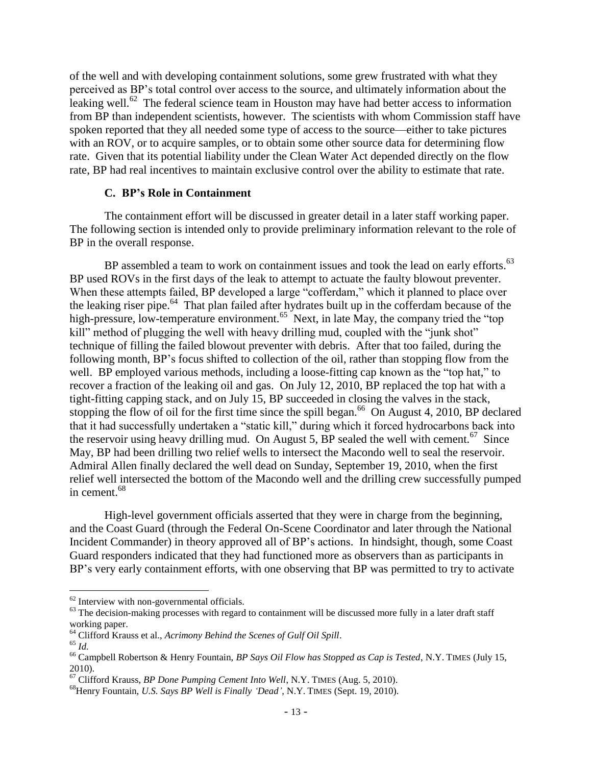of the well and with developing containment solutions, some grew frustrated with what they perceived as BP's total control over access to the source, and ultimately information about the leaking well.[62] The federal science team in Houston may have had better access to information from BP than independent scientists, however. The scientists with whom Commission staff have spoken reported that they all needed some type of access to the source—either to take pictures with an ROV, or to acquire samples, or to obtain some other source data for determining flow rate. Given that its potential liability under the Clean Water Act depended directly on the flow rate, BP had real incentives to maintain exclusive control over the ability to estimate that rate.

### C. BP's Role in Containment

The containment effort will be discussed in greater detail in a later staff working paper. The following section is intended only to provide preliminary information relevant to the role of BP in the overall response.

BP assembled a team to work on containment issues and took the lead on early efforts.[63] BP used ROVs in the first days of the leak to attempt to actuate the faulty blowout preventer. When these attempts failed, BP developed a large "cofferdam," which it planned to place over the leaking riser pipe.[64] That plan failed after hydrates built up in the cofferdam because of the high-pressure, low-temperature environment.[65] Next, in late May, the company tried the "top kill" method of plugging the well with heavy drilling mud, coupled with the "junk shot" technique of filling the failed blowout preventer with debris. After that too failed, during the following month, BP's focus shifted to collection of the oil, rather than stopping flow from the well. BP employed various methods, including a loose-fitting cap known as the "top hat," to recover a fraction of the leaking oil and gas. On July 12, 2010, BP replaced the top hat with a tight-fitting capping stack, and on July 15, BP succeeded in closing the valves in the stack, stopping the flow of oil for the first time since the spill began.[66] On August 4, 2010, BP declared that it had successfully undertaken a "static kill," during which it forced hydrocarbons back into the reservoir using heavy drilling mud. On August 5, BP sealed the well with cement.[67] Since May, BP had been drilling two relief wells to intersect the Macondo well to seal the reservoir. Admiral Allen finally declared the well dead on Sunday, September 19, 2010, when the first relief well intersected the bottom of the Macondo well and the drilling crew successfully pumped in cement.[68]

High-level government officials asserted that they were in charge from the beginning, and the Coast Guard (through the Federal On-Scene Coordinator and later through the National Incident Commander) in theory approved all of BP's actions. In hindsight, though, some Coast Guard responders indicated that they had functioned more as observers than as participants in BP's very early containment efforts, with one observing that BP was permitted to try to activate

---

[62] Interview with non-governmental officials.

[63] The decision-making processes with regard to containment will be discussed more fully in a later draft staff working paper.

[64] Clifford Krauss et al., *Acrimony Behind the Scenes of Gulf Oil Spill*.

[65] *Id.*

[66] Campbell Robertson & Henry Fountain, *BP Says Oil Flow has Stopped as Cap is Tested*, N.Y. TIMES (July 15, 2010).

[67] Clifford Krauss, *BP Done Pumping Cement Into Well*, N.Y. TIMES (Aug. 5, 2010).

[68] Henry Fountain, *U.S. Says BP Well is Finally 'Dead'*, N.Y. TIMES (Sept. 19, 2010).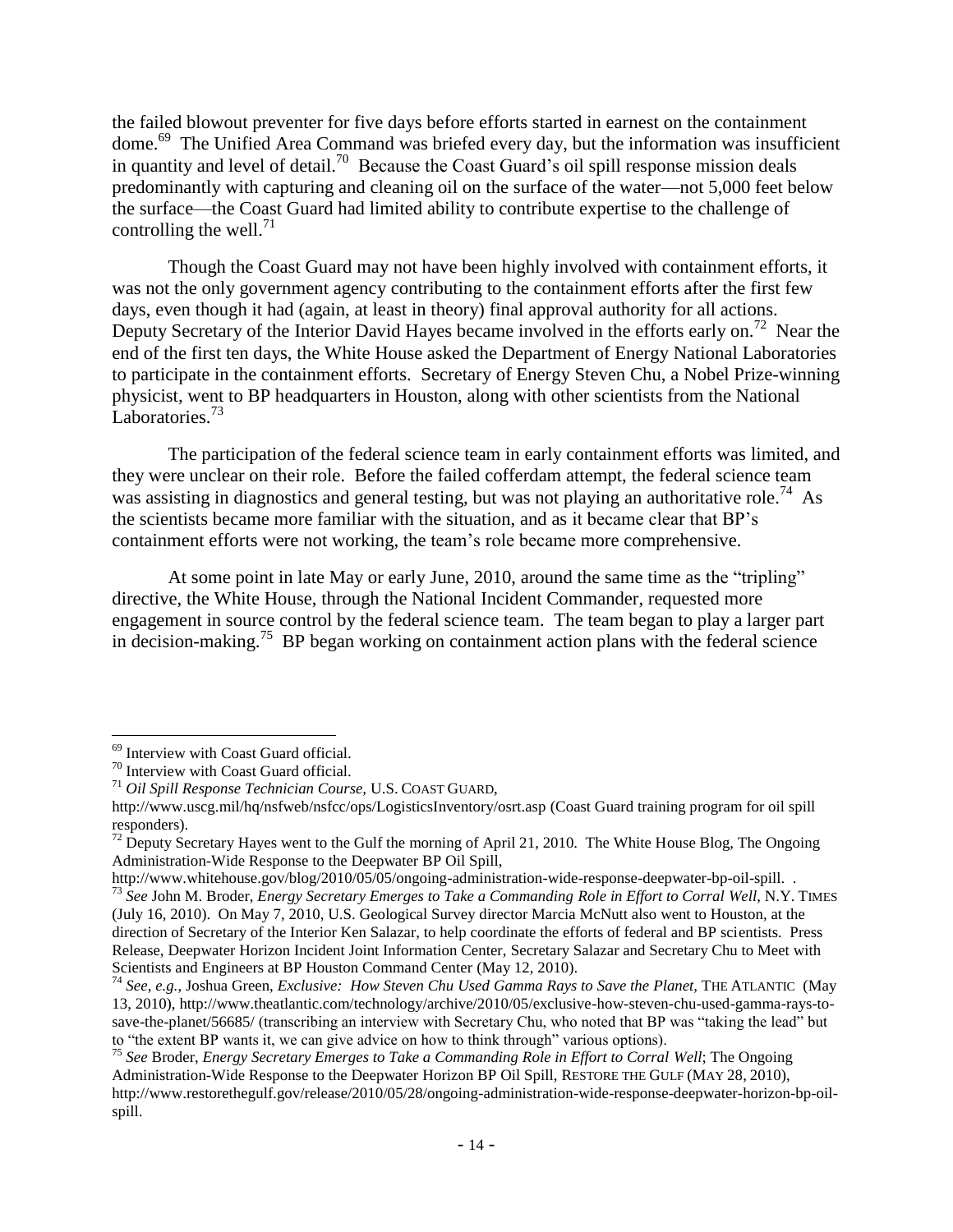the failed blowout preventer for five days before efforts started in earnest on the containment dome.[69] The Unified Area Command was briefed every day, but the information was insufficient in quantity and level of detail.[70] Because the Coast Guard's oil spill response mission deals predominantly with capturing and cleaning oil on the surface of the water—not 5,000 feet below the surface—the Coast Guard had limited ability to contribute expertise to the challenge of controlling the well.[71]

Though the Coast Guard may not have been highly involved with containment efforts, it was not the only government agency contributing to the containment efforts after the first few days, even though it had (again, at least in theory) final approval authority for all actions. Deputy Secretary of the Interior David Hayes became involved in the efforts early on.[72] Near the end of the first ten days, the White House asked the Department of Energy National Laboratories to participate in the containment efforts. Secretary of Energy Steven Chu, a Nobel Prize-winning physicist, went to BP headquarters in Houston, along with other scientists from the National Laboratories.[73]

The participation of the federal science team in early containment efforts was limited, and they were unclear on their role. Before the failed cofferdam attempt, the federal science team was assisting in diagnostics and general testing, but was not playing an authoritative role.[74] As the scientists became more familiar with the situation, and as it became clear that BP's containment efforts were not working, the team's role became more comprehensive.

At some point in late May or early June, 2010, around the same time as the "tripling" directive, the White House, through the National Incident Commander, requested more engagement in source control by the federal science team. The team began to play a larger part in decision-making.[75] BP began working on containment action plans with the federal science

---

[69] Interview with Coast Guard official.

[70] Interview with Coast Guard official.

[71] *Oil Spill Response Technician Course*, U.S. COAST GUARD, http://www.uscg.mil/hq/nsfweb/nsfcc/ops/LogisticsInventory/osrt.asp (Coast Guard training program for oil spill responders).

[72] Deputy Secretary Hayes went to the Gulf the morning of April 21, 2010. The White House Blog, The Ongoing Administration-Wide Response to the Deepwater BP Oil Spill, http://www.whitehouse.gov/blog/2010/05/05/ongoing-administration-wide-response-deepwater-bp-oil-spill. .

[73] *See* John M. Broder, *Energy Secretary Emerges to Take a Commanding Role in Effort to Corral Well*, N.Y. TIMES (July 16, 2010). On May 7, 2010, U.S. Geological Survey director Marcia McNutt also went to Houston, at the direction of Secretary of the Interior Ken Salazar, to help coordinate the efforts of federal and BP scientists. Press Release, Deepwater Horizon Incident Joint Information Center, Secretary Salazar and Secretary Chu to Meet with Scientists and Engineers at BP Houston Command Center (May 12, 2010).

[74] *See, e.g.*, Joshua Green, *Exclusive: How Steven Chu Used Gamma Rays to Save the Planet*, THE ATLANTIC (May 13, 2010), http://www.theatlantic.com/technology/archive/2010/05/exclusive-how-steven-chu-used-gamma-rays-to-save-the-planet/56685/ (transcribing an interview with Secretary Chu, who noted that BP was "taking the lead" but to "the extent BP wants it, we can give advice on how to think through" various options).

[75] *See* Broder, *Energy Secretary Emerges to Take a Commanding Role in Effort to Corral Well*; The Ongoing Administration-Wide Response to the Deepwater Horizon BP Oil Spill, RESTORE THE GULF (MAY 28, 2010), http://www.restorethegulf.gov/release/2010/05/28/ongoing-administration-wide-response-deepwater-horizon-bp-oil-spill.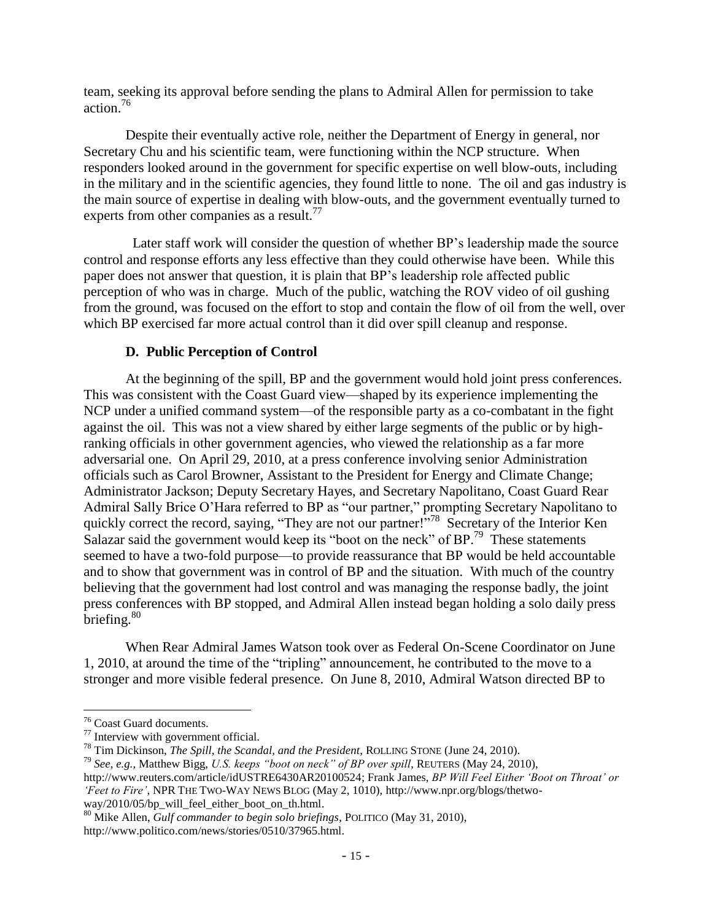team, seeking its approval before sending the plans to Admiral Allen for permission to take action.[76]

Despite their eventually active role, neither the Department of Energy in general, nor Secretary Chu and his scientific team, were functioning within the NCP structure. When responders looked around in the government for specific expertise on well blow-outs, including in the military and in the scientific agencies, they found little to none. The oil and gas industry is the main source of expertise in dealing with blow-outs, and the government eventually turned to experts from other companies as a result.[77]

Later staff work will consider the question of whether BP's leadership made the source control and response efforts any less effective than they could otherwise have been. While this paper does not answer that question, it is plain that BP's leadership role affected public perception of who was in charge. Much of the public, watching the ROV video of oil gushing from the ground, was focused on the effort to stop and contain the flow of oil from the well, over which BP exercised far more actual control than it did over spill cleanup and response.

### D. Public Perception of Control

At the beginning of the spill, BP and the government would hold joint press conferences. This was consistent with the Coast Guard view—shaped by its experience implementing the NCP under a unified command system—of the responsible party as a co-combatant in the fight against the oil. This was not a view shared by either large segments of the public or by high-ranking officials in other government agencies, who viewed the relationship as a far more adversarial one. On April 29, 2010, at a press conference involving senior Administration officials such as Carol Browner, Assistant to the President for Energy and Climate Change; Administrator Jackson; Deputy Secretary Hayes, and Secretary Napolitano, Coast Guard Rear Admiral Sally Brice O'Hara referred to BP as "our partner," prompting Secretary Napolitano to quickly correct the record, saying, "They are not our partner!"[78] Secretary of the Interior Ken Salazar said the government would keep its "boot on the neck" of BP.[79] These statements seemed to have a two-fold purpose—to provide reassurance that BP would be held accountable and to show that government was in control of BP and the situation. With much of the country believing that the government had lost control and was managing the response badly, the joint press conferences with BP stopped, and Admiral Allen instead began holding a solo daily press briefing.[80]

When Rear Admiral James Watson took over as Federal On-Scene Coordinator on June 1, 2010, at around the time of the "tripling" announcement, he contributed to the move to a stronger and more visible federal presence. On June 8, 2010, Admiral Watson directed BP to

---

[76] Coast Guard documents.

[77] Interview with government official.

[78] Tim Dickinson, *The Spill, the Scandal, and the President*, ROLLING STONE (June 24, 2010).

[79] *See, e.g.*, Matthew Bigg, *U.S. keeps "boot on neck" of BP over spill*, REUTERS (May 24, 2010), http://www.reuters.com/article/idUSTRE6430AR20100524; Frank James, *BP Will Feel Either 'Boot on Throat' or 'Feet to Fire'*, NPR THE TWO-WAY NEWS BLOG (May 2, 1010), http://www.npr.org/blogs/thetwo-way/2010/05/bp_will_feel_either_boot_on_th.html.

[80] Mike Allen, *Gulf commander to begin solo briefings*, POLITICO (May 31, 2010), http://www.politico.com/news/stories/0510/37965.html.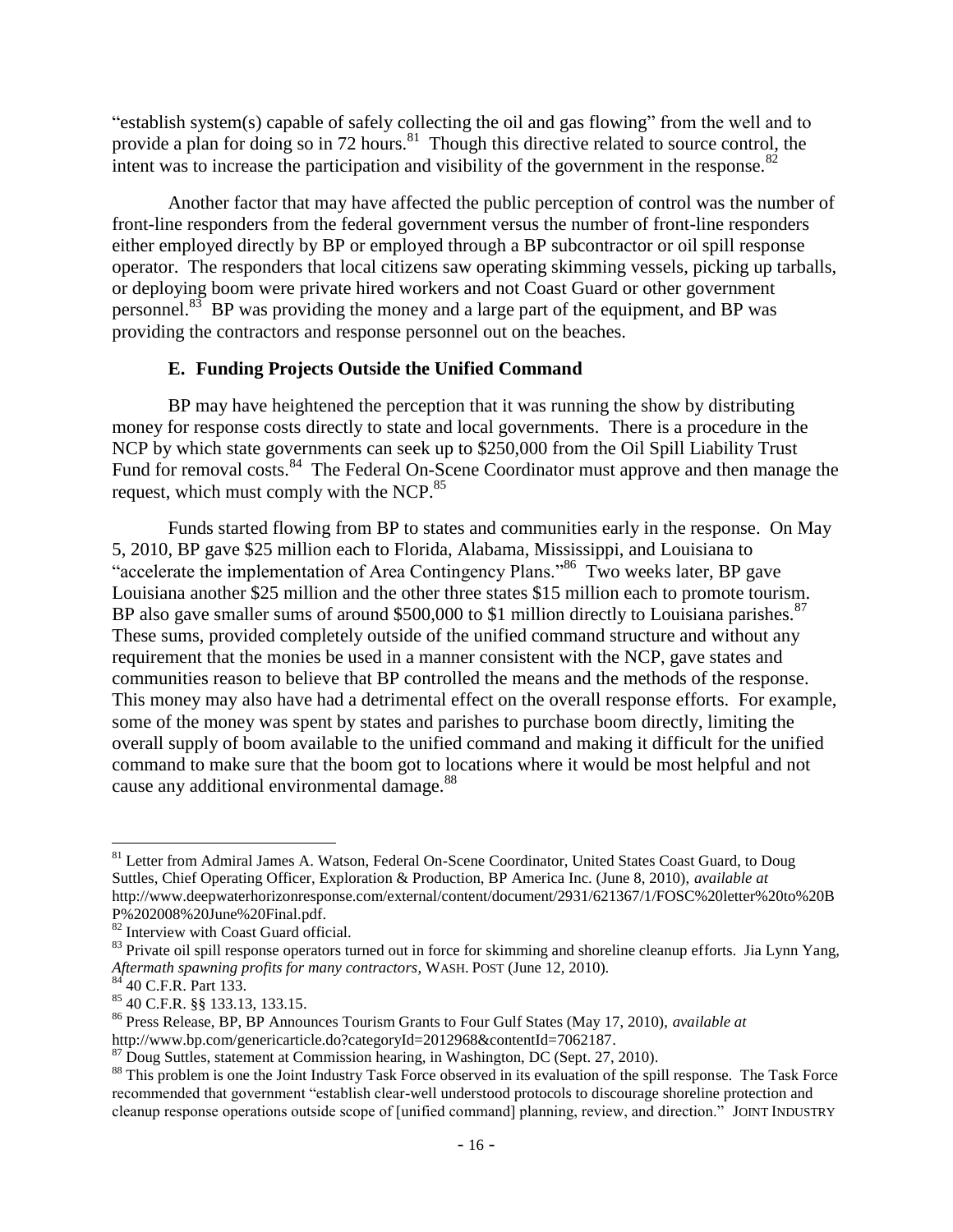"establish system(s) capable of safely collecting the oil and gas flowing" from the well and to provide a plan for doing so in 72 hours.[81] Though this directive related to source control, the intent was to increase the participation and visibility of the government in the response.[82]

Another factor that may have affected the public perception of control was the number of front-line responders from the federal government versus the number of front-line responders either employed directly by BP or employed through a BP subcontractor or oil spill response operator. The responders that local citizens saw operating skimming vessels, picking up tarballs, or deploying boom were private hired workers and not Coast Guard or other government personnel.[83] BP was providing the money and a large part of the equipment, and BP was providing the contractors and response personnel out on the beaches.

### E. Funding Projects Outside the Unified Command

BP may have heightened the perception that it was running the show by distributing money for response costs directly to state and local governments. There is a procedure in the NCP by which state governments can seek up to $250,000 from the Oil Spill Liability Trust Fund for removal costs.[84] The Federal On-Scene Coordinator must approve and then manage the request, which must comply with the NCP.[85]

Funds started flowing from BP to states and communities early in the response. On May 5, 2010, BP gave $25 million each to Florida, Alabama, Mississippi, and Louisiana to "accelerate the implementation of Area Contingency Plans."[86] Two weeks later, BP gave Louisiana another $25 million and the other three states $15 million each to promote tourism. BP also gave smaller sums of around $500,000 to $1 million directly to Louisiana parishes.[87] These sums, provided completely outside of the unified command structure and without any requirement that the monies be used in a manner consistent with the NCP, gave states and communities reason to believe that BP controlled the means and the methods of the response. This money may also have had a detrimental effect on the overall response efforts. For example, some of the money was spent by states and parishes to purchase boom directly, limiting the overall supply of boom available to the unified command and making it difficult for the unified command to make sure that the boom got to locations where it would be most helpful and not cause any additional environmental damage.[88]

---

[81] Letter from Admiral James A. Watson, Federal On-Scene Coordinator, United States Coast Guard, to Doug Suttles, Chief Operating Officer, Exploration & Production, BP America Inc. (June 8, 2010), *available at* http://www.deepwaterhorizonresponse.com/external/content/document/2931/621367/1/FOSC%20letter%20to%20BP%202008%20June%20Final.pdf.

[82] Interview with Coast Guard official.

[83] Private oil spill response operators turned out in force for skimming and shoreline cleanup efforts. Jia Lynn Yang, *Aftermath spawning profits for many contractors*, WASH. POST (June 12, 2010).

[84] 40 C.F.R. Part 133.

[85] 40 C.F.R. §§ 133.13, 133.15.

[86] Press Release, BP, BP Announces Tourism Grants to Four Gulf States (May 17, 2010), *available at* http://www.bp.com/genericarticle.do?categoryId=2012968&contentId=7062187.

[87] Doug Suttles, statement at Commission hearing, in Washington, DC (Sept. 27, 2010).

[88] This problem is one the Joint Industry Task Force observed in its evaluation of the spill response. The Task Force recommended that government "establish clear-well understood protocols to discourage shoreline protection and cleanup response operations outside scope of [unified command] planning, review, and direction." JOINT INDUSTRY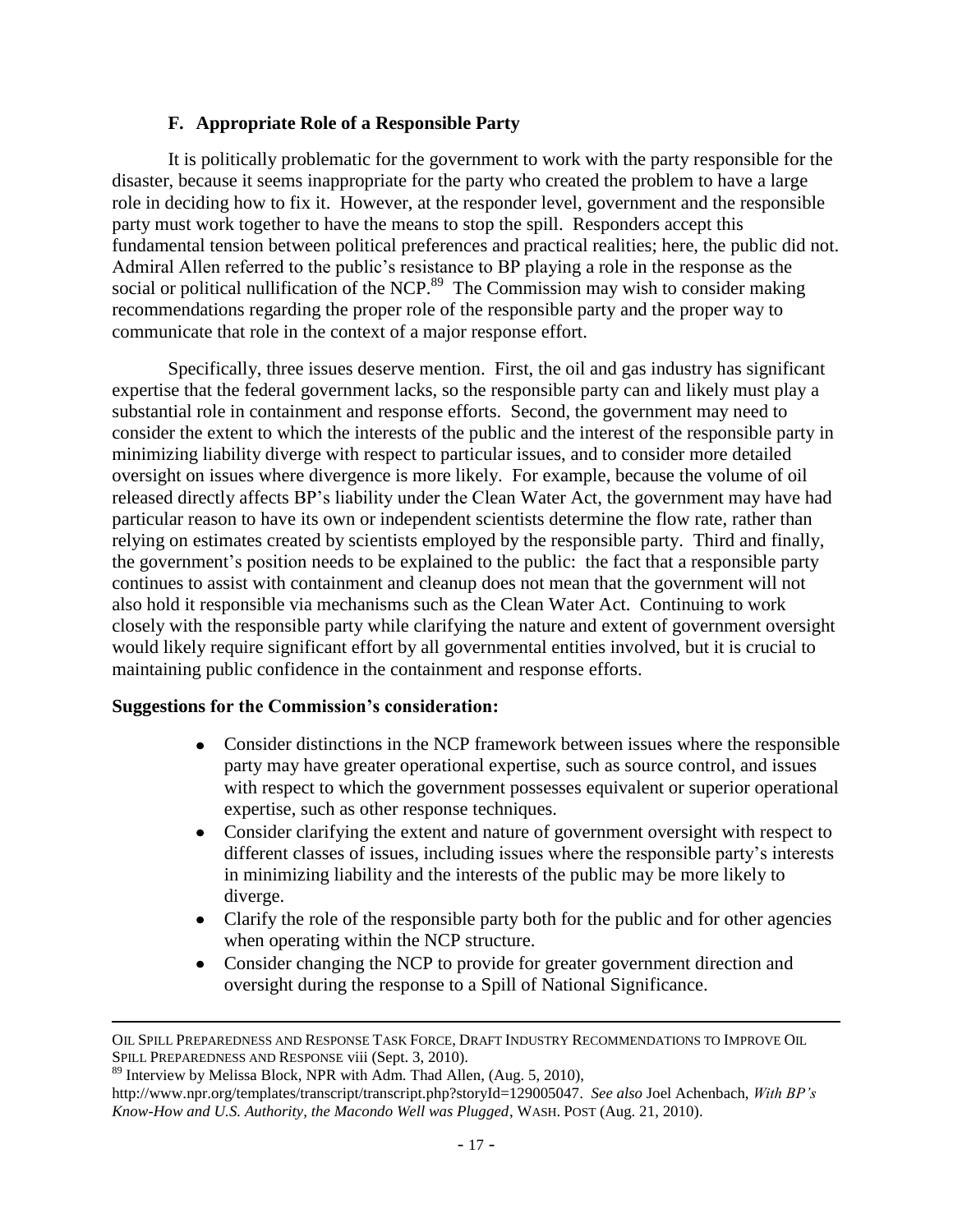### F. Appropriate Role of a Responsible Party

It is politically problematic for the government to work with the party responsible for the disaster, because it seems inappropriate for the party who created the problem to have a large role in deciding how to fix it. However, at the responder level, government and the responsible party must work together to have the means to stop the spill. Responders accept this fundamental tension between political preferences and practical realities; here, the public did not. Admiral Allen referred to the public's resistance to BP playing a role in the response as the social or political nullification of the NCP.[89] The Commission may wish to consider making recommendations regarding the proper role of the responsible party and the proper way to communicate that role in the context of a major response effort.

Specifically, three issues deserve mention. First, the oil and gas industry has significant expertise that the federal government lacks, so the responsible party can and likely must play a substantial role in containment and response efforts. Second, the government may need to consider the extent to which the interests of the public and the interest of the responsible party in minimizing liability diverge with respect to particular issues, and to consider more detailed oversight on issues where divergence is more likely. For example, because the volume of oil released directly affects BP's liability under the Clean Water Act, the government may have had particular reason to have its own or independent scientists determine the flow rate, rather than relying on estimates created by scientists employed by the responsible party. Third and finally, the government's position needs to be explained to the public: the fact that a responsible party continues to assist with containment and cleanup does not mean that the government will not also hold it responsible via mechanisms such as the Clean Water Act. Continuing to work closely with the responsible party while clarifying the nature and extent of government oversight would likely require significant effort by all governmental entities involved, but it is crucial to maintaining public confidence in the containment and response efforts.

**Suggestions for the Commission's consideration:**

- Consider distinctions in the NCP framework between issues where the responsible party may have greater operational expertise, such as source control, and issues with respect to which the government possesses equivalent or superior operational expertise, such as other response techniques.
- Consider clarifying the extent and nature of government oversight with respect to different classes of issues, including issues where the responsible party's interests in minimizing liability and the interests of the public may be more likely to diverge.
- Clarify the role of the responsible party both for the public and for other agencies when operating within the NCP structure.
- Consider changing the NCP to provide for greater government direction and oversight during the response to a Spill of National Significance.

---

OIL SPILL PREPAREDNESS AND RESPONSE TASK FORCE, DRAFT INDUSTRY RECOMMENDATIONS TO IMPROVE OIL SPILL PREPAREDNESS AND RESPONSE viii (Sept. 3, 2010).

[89] Interview by Melissa Block, NPR with Adm. Thad Allen, (Aug. 5, 2010), http://www.npr.org/templates/transcript/transcript.php?storyId=129005047. *See also* Joel Achenbach, *With BP's Know-How and U.S. Authority, the Macondo Well was Plugged*, WASH. POST (Aug. 21, 2010).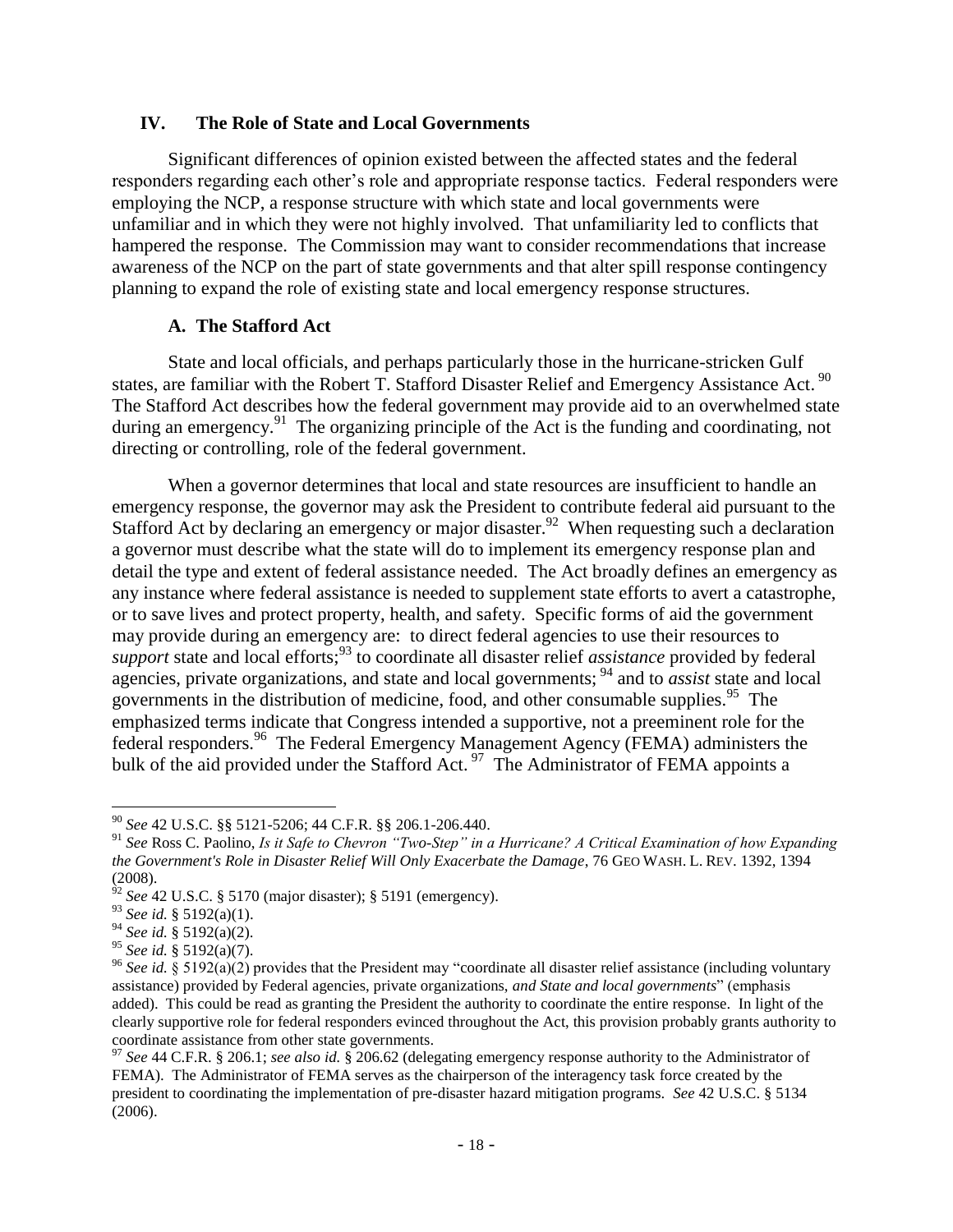## IV. The Role of State and Local Governments

Significant differences of opinion existed between the affected states and the federal responders regarding each other's role and appropriate response tactics. Federal responders were employing the NCP, a response structure with which state and local governments were unfamiliar and in which they were not highly involved. That unfamiliarity led to conflicts that hampered the response. The Commission may want to consider recommendations that increase awareness of the NCP on the part of state governments and that alter spill response contingency planning to expand the role of existing state and local emergency response structures.

### A. The Stafford Act

State and local officials, and perhaps particularly those in the hurricane-stricken Gulf states, are familiar with the Robert T. Stafford Disaster Relief and Emergency Assistance Act.[90] The Stafford Act describes how the federal government may provide aid to an overwhelmed state during an emergency.[91] The organizing principle of the Act is the funding and coordinating, not directing or controlling, role of the federal government.

When a governor determines that local and state resources are insufficient to handle an emergency response, the governor may ask the President to contribute federal aid pursuant to the Stafford Act by declaring an emergency or major disaster.[92] When requesting such a declaration a governor must describe what the state will do to implement its emergency response plan and detail the type and extent of federal assistance needed. The Act broadly defines an emergency as any instance where federal assistance is needed to supplement state efforts to avert a catastrophe, or to save lives and protect property, health, and safety. Specific forms of aid the government may provide during an emergency are: to direct federal agencies to use their resources to *support* state and local efforts;[93] to coordinate all disaster relief *assistance* provided by federal agencies, private organizations, and state and local governments;[94] and to *assist* state and local governments in the distribution of medicine, food, and other consumable supplies.[95] The emphasized terms indicate that Congress intended a supportive, not a preeminent role for the federal responders.[96] The Federal Emergency Management Agency (FEMA) administers the bulk of the aid provided under the Stafford Act.[97] The Administrator of FEMA appoints a

---

[90] *See* 42 U.S.C. §§ 5121-5206; 44 C.F.R. §§ 206.1-206.440.

[91] *See* Ross C. Paolino, *Is it Safe to Chevron "Two-Step" in a Hurricane? A Critical Examination of how Expanding the Government's Role in Disaster Relief Will Only Exacerbate the Damage*, 76 GEO WASH. L. REV. 1392, 1394 (2008).

[92] *See* 42 U.S.C. § 5170 (major disaster); § 5191 (emergency).

[93] *See id.* § 5192(a)(1).

[94] *See id.* § 5192(a)(2).

[95] *See id.* § 5192(a)(7).

[96] *See id.* § 5192(a)(2) provides that the President may "coordinate all disaster relief assistance (including voluntary assistance) provided by Federal agencies, private organizations, *and State and local governments*" (emphasis added). This could be read as granting the President the authority to coordinate the entire response. In light of the clearly supportive role for federal responders evinced throughout the Act, this provision probably grants authority to coordinate assistance from other state governments.

[97] *See* 44 C.F.R. § 206.1; *see also id.* § 206.62 (delegating emergency response authority to the Administrator of FEMA). The Administrator of FEMA serves as the chairperson of the interagency task force created by the president to coordinating the implementation of pre-disaster hazard mitigation programs. *See* 42 U.S.C. § 5134 (2006).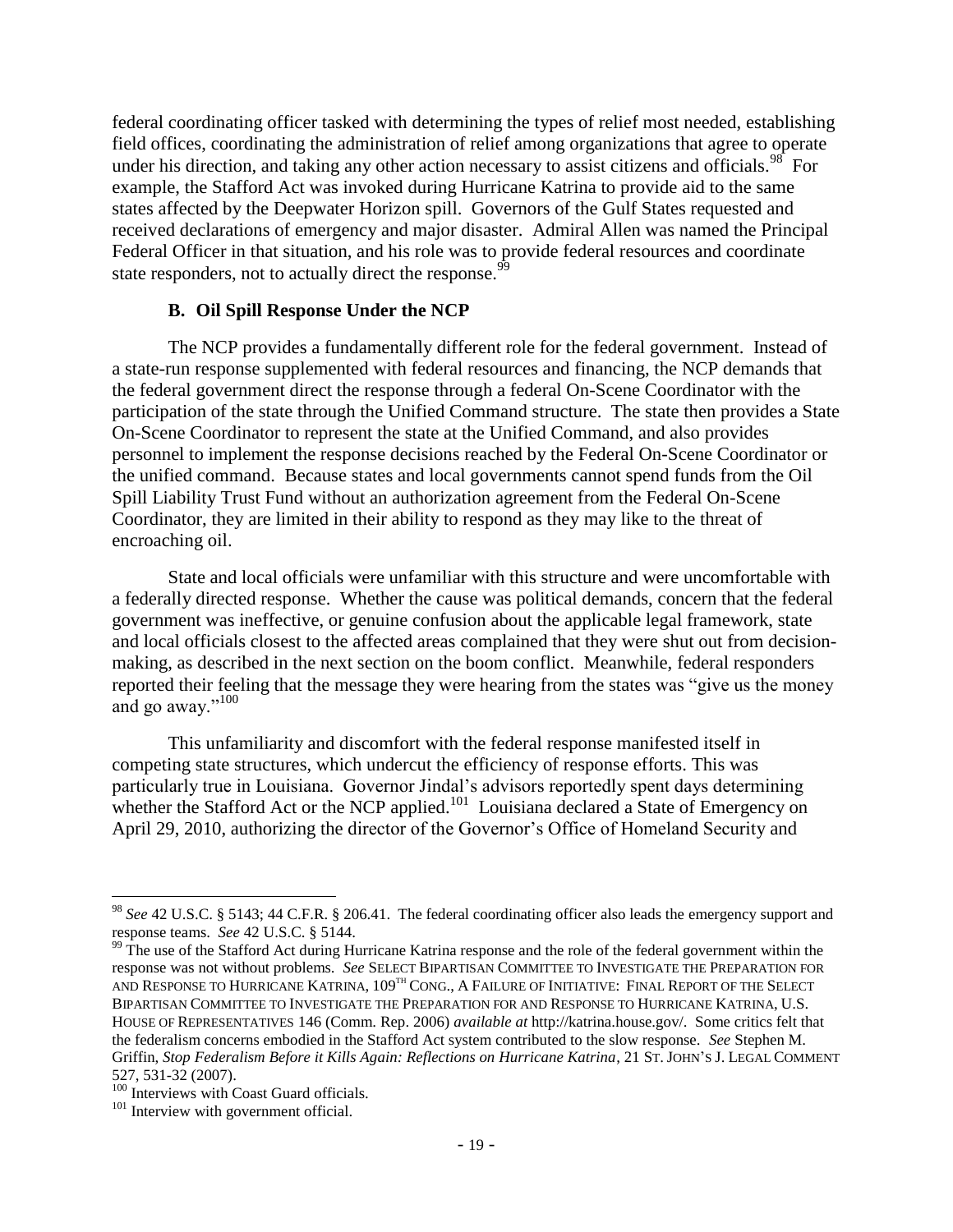federal coordinating officer tasked with determining the types of relief most needed, establishing field offices, coordinating the administration of relief among organizations that agree to operate under his direction, and taking any other action necessary to assist citizens and officials.[98] For example, the Stafford Act was invoked during Hurricane Katrina to provide aid to the same states affected by the Deepwater Horizon spill. Governors of the Gulf States requested and received declarations of emergency and major disaster. Admiral Allen was named the Principal Federal Officer in that situation, and his role was to provide federal resources and coordinate state responders, not to actually direct the response.[99]

### B. Oil Spill Response Under the NCP

The NCP provides a fundamentally different role for the federal government. Instead of a state-run response supplemented with federal resources and financing, the NCP demands that the federal government direct the response through a federal On-Scene Coordinator with the participation of the state through the Unified Command structure. The state then provides a State On-Scene Coordinator to represent the state at the Unified Command, and also provides personnel to implement the response decisions reached by the Federal On-Scene Coordinator or the unified command. Because states and local governments cannot spend funds from the Oil Spill Liability Trust Fund without an authorization agreement from the Federal On-Scene Coordinator, they are limited in their ability to respond as they may like to the threat of encroaching oil.

State and local officials were unfamiliar with this structure and were uncomfortable with a federally directed response. Whether the cause was political demands, concern that the federal government was ineffective, or genuine confusion about the applicable legal framework, state and local officials closest to the affected areas complained that they were shut out from decision-making, as described in the next section on the boom conflict. Meanwhile, federal responders reported their feeling that the message they were hearing from the states was "give us the money and go away."[100]

This unfamiliarity and discomfort with the federal response manifested itself in competing state structures, which undercut the efficiency of response efforts. This was particularly true in Louisiana. Governor Jindal's advisors reportedly spent days determining whether the Stafford Act or the NCP applied.[101] Louisiana declared a State of Emergency on April 29, 2010, authorizing the director of the Governor's Office of Homeland Security and

---

[98] *See* 42 U.S.C. § 5143; 44 C.F.R. § 206.41. The federal coordinating officer also leads the emergency support and response teams. *See* 42 U.S.C. § 5144.

[99] The use of the Stafford Act during Hurricane Katrina response and the role of the federal government within the response was not without problems. *See* SELECT BIPARTISAN COMMITTEE TO INVESTIGATE THE PREPARATION FOR AND RESPONSE TO HURRICANE KATRINA, 109TH CONG., A FAILURE OF INITIATIVE: FINAL REPORT OF THE SELECT BIPARTISAN COMMITTEE TO INVESTIGATE THE PREPARATION FOR AND RESPONSE TO HURRICANE KATRINA, U.S. HOUSE OF REPRESENTATIVES 146 (Comm. Rep. 2006) *available at* http://katrina.house.gov/. Some critics felt that the federalism concerns embodied in the Stafford Act system contributed to the slow response. *See* Stephen M. Griffin, *Stop Federalism Before it Kills Again: Reflections on Hurricane Katrina*, 21 ST. JOHN'S J. LEGAL COMMENT 527, 531-32 (2007).

[100] Interviews with Coast Guard officials.

[101] Interview with government official.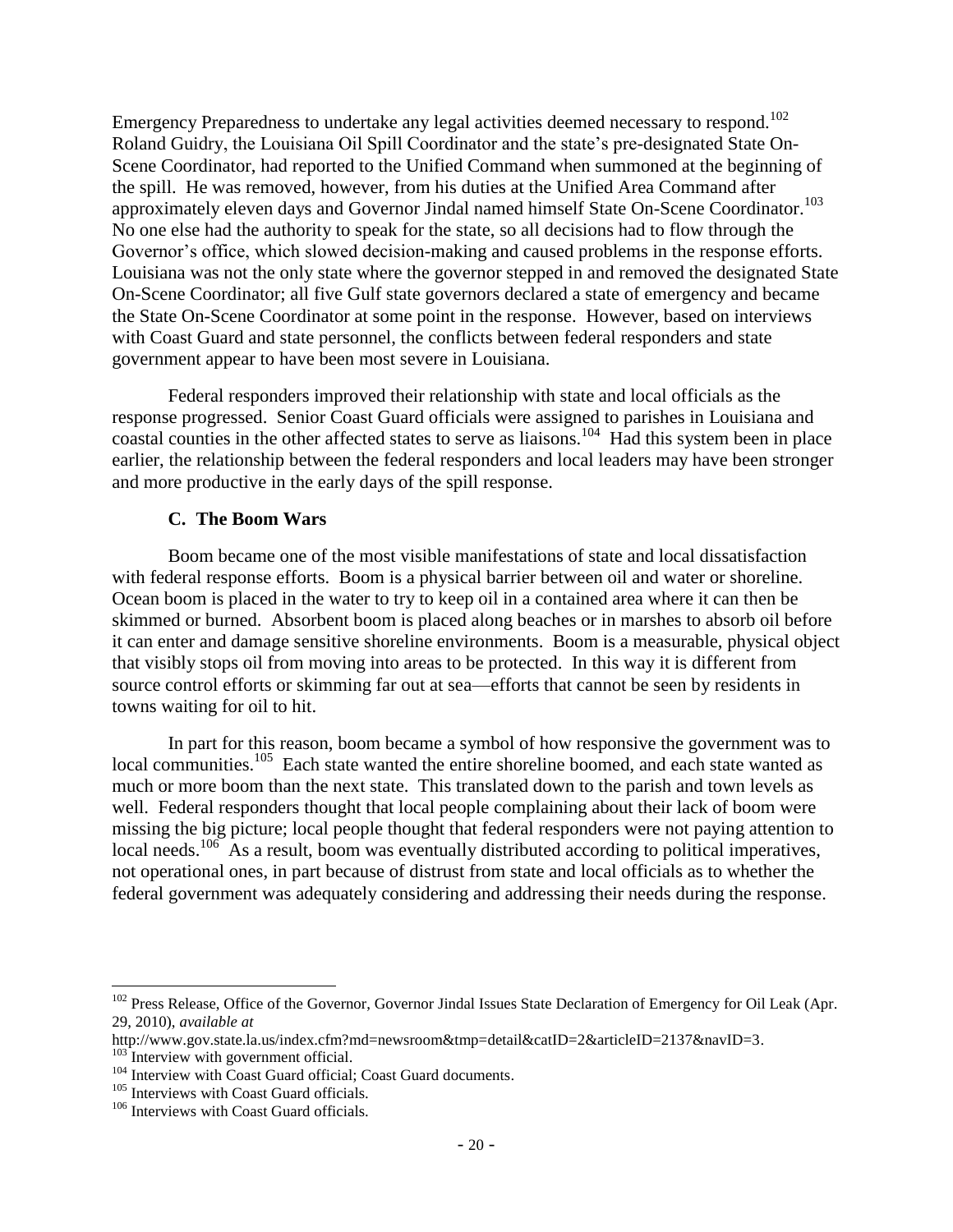Emergency Preparedness to undertake any legal activities deemed necessary to respond.[102] Roland Guidry, the Louisiana Oil Spill Coordinator and the state's pre-designated State On-Scene Coordinator, had reported to the Unified Command when summoned at the beginning of the spill. He was removed, however, from his duties at the Unified Area Command after approximately eleven days and Governor Jindal named himself State On-Scene Coordinator.[103] No one else had the authority to speak for the state, so all decisions had to flow through the Governor's office, which slowed decision-making and caused problems in the response efforts. Louisiana was not the only state where the governor stepped in and removed the designated State On-Scene Coordinator; all five Gulf state governors declared a state of emergency and became the State On-Scene Coordinator at some point in the response. However, based on interviews with Coast Guard and state personnel, the conflicts between federal responders and state government appear to have been most severe in Louisiana.

Federal responders improved their relationship with state and local officials as the response progressed. Senior Coast Guard officials were assigned to parishes in Louisiana and coastal counties in the other affected states to serve as liaisons.[104] Had this system been in place earlier, the relationship between the federal responders and local leaders may have been stronger and more productive in the early days of the spill response.

### C. The Boom Wars

Boom became one of the most visible manifestations of state and local dissatisfaction with federal response efforts. Boom is a physical barrier between oil and water or shoreline. Ocean boom is placed in the water to try to keep oil in a contained area where it can then be skimmed or burned. Absorbent boom is placed along beaches or in marshes to absorb oil before it can enter and damage sensitive shoreline environments. Boom is a measurable, physical object that visibly stops oil from moving into areas to be protected. In this way it is different from source control efforts or skimming far out at sea—efforts that cannot be seen by residents in towns waiting for oil to hit.

In part for this reason, boom became a symbol of how responsive the government was to local communities.[105] Each state wanted the entire shoreline boomed, and each state wanted as much or more boom than the next state. This translated down to the parish and town levels as well. Federal responders thought that local people complaining about their lack of boom were missing the big picture; local people thought that federal responders were not paying attention to local needs.[106] As a result, boom was eventually distributed according to political imperatives, not operational ones, in part because of distrust from state and local officials as to whether the federal government was adequately considering and addressing their needs during the response.

---

[102] Press Release, Office of the Governor, Governor Jindal Issues State Declaration of Emergency for Oil Leak (Apr. 29, 2010), *available at* http://www.gov.state.la.us/index.cfm?md=newsroom&tmp=detail&catID=2&articleID=2137&navID=3.

[103] Interview with government official.

[104] Interview with Coast Guard official; Coast Guard documents.

[105] Interviews with Coast Guard officials.

[106] Interviews with Coast Guard officials.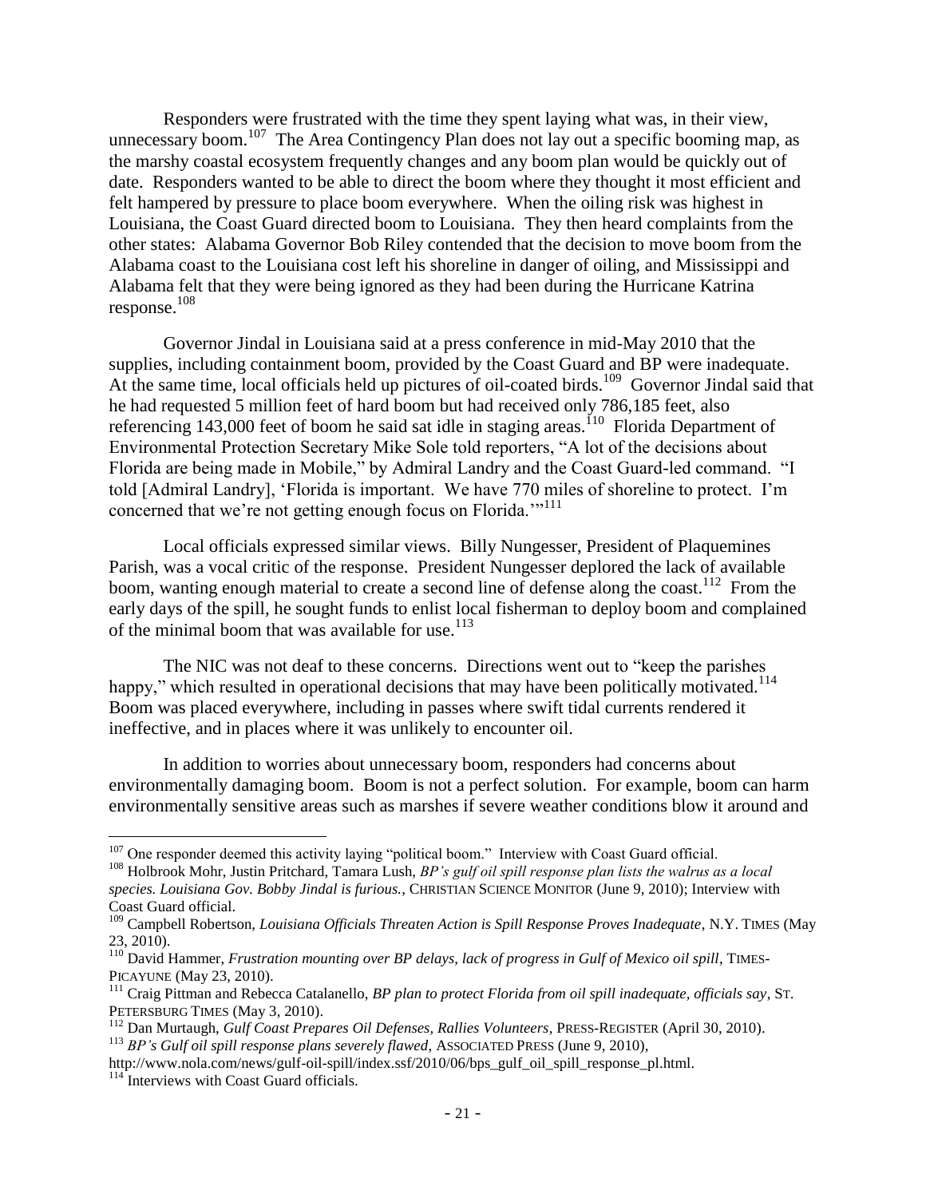Responders were frustrated with the time they spent laying what was, in their view, unnecessary boom.[107] The Area Contingency Plan does not lay out a specific booming map, as the marshy coastal ecosystem frequently changes and any boom plan would be quickly out of date. Responders wanted to be able to direct the boom where they thought it most efficient and felt hampered by pressure to place boom everywhere. When the oiling risk was highest in Louisiana, the Coast Guard directed boom to Louisiana. They then heard complaints from the other states: Alabama Governor Bob Riley contended that the decision to move boom from the Alabama coast to the Louisiana cost left his shoreline in danger of oiling, and Mississippi and Alabama felt that they were being ignored as they had been during the Hurricane Katrina response.[108]

Governor Jindal in Louisiana said at a press conference in mid-May 2010 that the supplies, including containment boom, provided by the Coast Guard and BP were inadequate. At the same time, local officials held up pictures of oil-coated birds.[109] Governor Jindal said that he had requested 5 million feet of hard boom but had received only 786,185 feet, also referencing 143,000 feet of boom he said sat idle in staging areas.[110] Florida Department of Environmental Protection Secretary Mike Sole told reporters, "A lot of the decisions about Florida are being made in Mobile," by Admiral Landry and the Coast Guard-led command. "I told [Admiral Landry], 'Florida is important. We have 770 miles of shoreline to protect. I'm concerned that we're not getting enough focus on Florida.'"[111]

Local officials expressed similar views. Billy Nungesser, President of Plaquemines Parish, was a vocal critic of the response. President Nungesser deplored the lack of available boom, wanting enough material to create a second line of defense along the coast.[112] From the early days of the spill, he sought funds to enlist local fisherman to deploy boom and complained of the minimal boom that was available for use.[113]

The NIC was not deaf to these concerns. Directions went out to "keep the parishes happy," which resulted in operational decisions that may have been politically motivated.[114] Boom was placed everywhere, including in passes where swift tidal currents rendered it ineffective, and in places where it was unlikely to encounter oil.

In addition to worries about unnecessary boom, responders had concerns about environmentally damaging boom. Boom is not a perfect solution. For example, boom can harm environmentally sensitive areas such as marshes if severe weather conditions blow it around and

---

[107] One responder deemed this activity laying "political boom." Interview with Coast Guard official.

[108] Holbrook Mohr, Justin Pritchard, Tamara Lush, *BP's gulf oil spill response plan lists the walrus as a local species. Louisiana Gov. Bobby Jindal is furious.*, CHRISTIAN SCIENCE MONITOR (June 9, 2010); Interview with Coast Guard official.

[109] Campbell Robertson, *Louisiana Officials Threaten Action is Spill Response Proves Inadequate*, N.Y. TIMES (May 23, 2010).

[110] David Hammer, *Frustration mounting over BP delays, lack of progress in Gulf of Mexico oil spill*, TIMES-PICAYUNE (May 23, 2010).

[111] Craig Pittman and Rebecca Catalanello, *BP plan to protect Florida from oil spill inadequate, officials say*, ST. PETERSBURG TIMES (May 3, 2010).

[112] Dan Murtaugh, *Gulf Coast Prepares Oil Defenses, Rallies Volunteers*, PRESS-REGISTER (April 30, 2010).

[113] *BP's Gulf oil spill response plans severely flawed*, ASSOCIATED PRESS (June 9, 2010), http://www.nola.com/news/gulf-oil-spill/index.ssf/2010/06/bps_gulf_oil_spill_response_pl.html.

[114] Interviews with Coast Guard officials.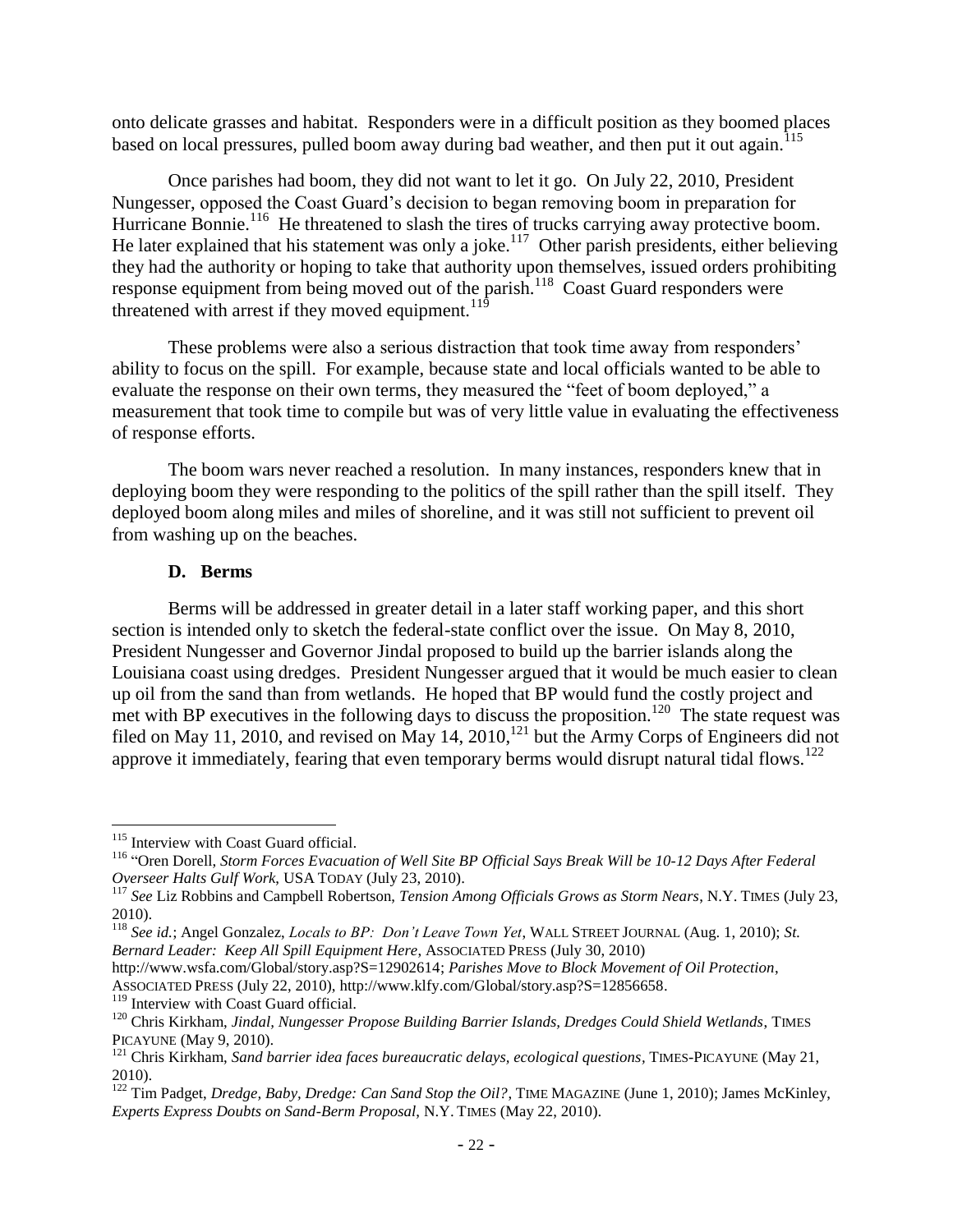onto delicate grasses and habitat. Responders were in a difficult position as they boomed places based on local pressures, pulled boom away during bad weather, and then put it out again.[115]

Once parishes had boom, they did not want to let it go. On July 22, 2010, President Nungesser, opposed the Coast Guard's decision to began removing boom in preparation for Hurricane Bonnie.[116] He threatened to slash the tires of trucks carrying away protective boom. He later explained that his statement was only a joke.[117] Other parish presidents, either believing they had the authority or hoping to take that authority upon themselves, issued orders prohibiting response equipment from being moved out of the parish.[118] Coast Guard responders were threatened with arrest if they moved equipment.[119]

These problems were also a serious distraction that took time away from responders' ability to focus on the spill. For example, because state and local officials wanted to be able to evaluate the response on their own terms, they measured the "feet of boom deployed," a measurement that took time to compile but was of very little value in evaluating the effectiveness of response efforts.

The boom wars never reached a resolution. In many instances, responders knew that in deploying boom they were responding to the politics of the spill rather than the spill itself. They deployed boom along miles and miles of shoreline, and it was still not sufficient to prevent oil from washing up on the beaches.

### D. Berms

Berms will be addressed in greater detail in a later staff working paper, and this short section is intended only to sketch the federal-state conflict over the issue. On May 8, 2010, President Nungesser and Governor Jindal proposed to build up the barrier islands along the Louisiana coast using dredges. President Nungesser argued that it would be much easier to clean up oil from the sand than from wetlands. He hoped that BP would fund the costly project and met with BP executives in the following days to discuss the proposition.[120] The state request was filed on May 11, 2010, and revised on May 14, 2010,[121] but the Army Corps of Engineers did not approve it immediately, fearing that even temporary berms would disrupt natural tidal flows.[122]

---

[115] Interview with Coast Guard official.

[116] "Oren Dorell, *Storm Forces Evacuation of Well Site BP Official Says Break Will be 10-12 Days After Federal Overseer Halts Gulf Work*, USA TODAY (July 23, 2010).

[117] *See* Liz Robbins and Campbell Robertson, *Tension Among Officials Grows as Storm Nears*, N.Y. TIMES (July 23, 2010).

[118] *See id.*; Angel Gonzalez, *Locals to BP: Don't Leave Town Yet*, WALL STREET JOURNAL (Aug. 1, 2010); *St. Bernard Leader: Keep All Spill Equipment Here*, ASSOCIATED PRESS (July 30, 2010) http://www.wsfa.com/Global/story.asp?S=12902614; *Parishes Move to Block Movement of Oil Protection*, ASSOCIATED PRESS (July 22, 2010), http://www.klfy.com/Global/story.asp?S=12856658.

[119] Interview with Coast Guard official.

[120] Chris Kirkham, *Jindal, Nungesser Propose Building Barrier Islands, Dredges Could Shield Wetlands*, TIMES PICAYUNE (May 9, 2010).

[121] Chris Kirkham, *Sand barrier idea faces bureaucratic delays, ecological questions*, TIMES-PICAYUNE (May 21, 2010).

[122] Tim Padget, *Dredge, Baby, Dredge: Can Sand Stop the Oil?*, TIME MAGAZINE (June 1, 2010); James McKinley, *Experts Express Doubts on Sand-Berm Proposal*, N.Y. TIMES (May 22, 2010).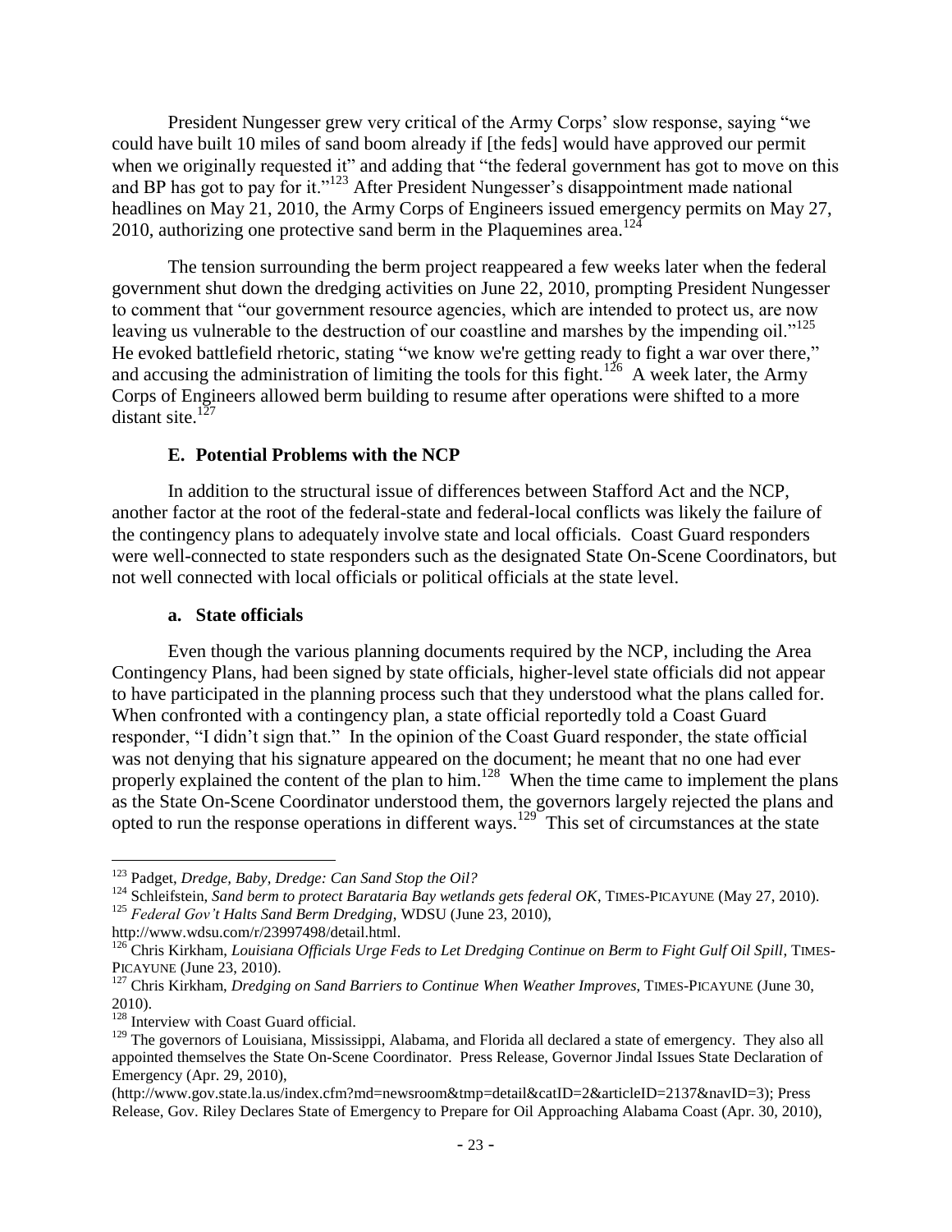President Nungesser grew very critical of the Army Corps' slow response, saying "we could have built 10 miles of sand boom already if [the feds] would have approved our permit when we originally requested it" and adding that "the federal government has got to move on this and BP has got to pay for it."[123] After President Nungesser's disappointment made national headlines on May 21, 2010, the Army Corps of Engineers issued emergency permits on May 27, 2010, authorizing one protective sand berm in the Plaquemines area.[124]

The tension surrounding the berm project reappeared a few weeks later when the federal government shut down the dredging activities on June 22, 2010, prompting President Nungesser to comment that "our government resource agencies, which are intended to protect us, are now leaving us vulnerable to the destruction of our coastline and marshes by the impending oil."[125] He evoked battlefield rhetoric, stating "we know we're getting ready to fight a war over there," and accusing the administration of limiting the tools for this fight.[126] A week later, the Army Corps of Engineers allowed berm building to resume after operations were shifted to a more distant site.[127]

### E. Potential Problems with the NCP

In addition to the structural issue of differences between Stafford Act and the NCP, another factor at the root of the federal-state and federal-local conflicts was likely the failure of the contingency plans to adequately involve state and local officials. Coast Guard responders were well-connected to state responders such as the designated State On-Scene Coordinators, but not well connected with local officials or political officials at the state level.

#### a. State officials

Even though the various planning documents required by the NCP, including the Area Contingency Plans, had been signed by state officials, higher-level state officials did not appear to have participated in the planning process such that they understood what the plans called for. When confronted with a contingency plan, a state official reportedly told a Coast Guard responder, "I didn't sign that." In the opinion of the Coast Guard responder, the state official was not denying that his signature appeared on the document; he meant that no one had ever properly explained the content of the plan to him.[128] When the time came to implement the plans as the State On-Scene Coordinator understood them, the governors largely rejected the plans and opted to run the response operations in different ways.[129] This set of circumstances at the state

---

[123] Padget, *Dredge, Baby, Dredge: Can Sand Stop the Oil?*

[124] Schleifstein, *Sand berm to protect Barataria Bay wetlands gets federal OK*, TIMES-PICAYUNE (May 27, 2010).

[125] *Federal Gov't Halts Sand Berm Dredging*, WDSU (June 23, 2010), http://www.wdsu.com/r/23997498/detail.html.

[126] Chris Kirkham, *Louisiana Officials Urge Feds to Let Dredging Continue on Berm to Fight Gulf Oil Spill*, TIMES-PICAYUNE (June 23, 2010).

[127] Chris Kirkham, *Dredging on Sand Barriers to Continue When Weather Improves*, TIMES-PICAYUNE (June 30, 2010).

[128] Interview with Coast Guard official.

[129] The governors of Louisiana, Mississippi, Alabama, and Florida all declared a state of emergency. They also all appointed themselves the State On-Scene Coordinator. Press Release, Governor Jindal Issues State Declaration of Emergency (Apr. 29, 2010), (http://www.gov.state.la.us/index.cfm?md=newsroom&tmp=detail&catID=2&articleID=2137&navID=3); Press Release, Gov. Riley Declares State of Emergency to Prepare for Oil Approaching Alabama Coast (Apr. 30, 2010),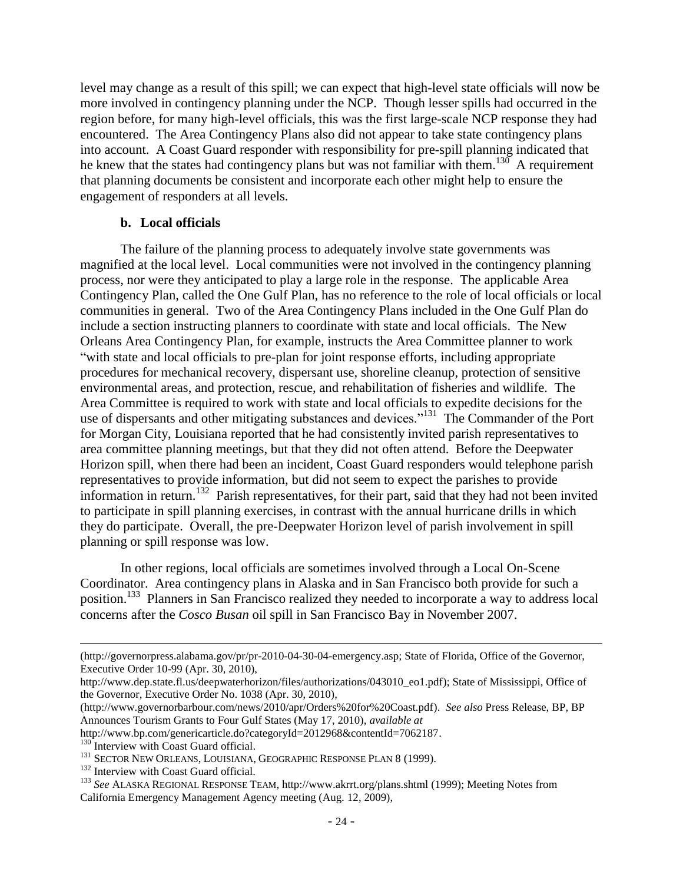level may change as a result of this spill; we can expect that high-level state officials will now be more involved in contingency planning under the NCP. Though lesser spills had occurred in the region before, for many high-level officials, this was the first large-scale NCP response they had encountered. The Area Contingency Plans also did not appear to take state contingency plans into account. A Coast Guard responder with responsibility for pre-spill planning indicated that he knew that the states had contingency plans but was not familiar with them.[130] A requirement that planning documents be consistent and incorporate each other might help to ensure the engagement of responders at all levels.

### b. Local officials

The failure of the planning process to adequately involve state governments was magnified at the local level. Local communities were not involved in the contingency planning process, nor were they anticipated to play a large role in the response. The applicable Area Contingency Plan, called the One Gulf Plan, has no reference to the role of local officials or local communities in general. Two of the Area Contingency Plans included in the One Gulf Plan do include a section instructing planners to coordinate with state and local officials. The New Orleans Area Contingency Plan, for example, instructs the Area Committee planner to work "with state and local officials to pre-plan for joint response efforts, including appropriate procedures for mechanical recovery, dispersant use, shoreline cleanup, protection of sensitive environmental areas, and protection, rescue, and rehabilitation of fisheries and wildlife. The Area Committee is required to work with state and local officials to expedite decisions for the use of dispersants and other mitigating substances and devices."[131] The Commander of the Port for Morgan City, Louisiana reported that he had consistently invited parish representatives to area committee planning meetings, but that they did not often attend. Before the Deepwater Horizon spill, when there had been an incident, Coast Guard responders would telephone parish representatives to provide information, but did not seem to expect the parishes to provide information in return.[132] Parish representatives, for their part, said that they had not been invited to participate in spill planning exercises, in contrast with the annual hurricane drills in which they do participate. Overall, the pre-Deepwater Horizon level of parish involvement in spill planning or spill response was low.

In other regions, local officials are sometimes involved through a Local On-Scene Coordinator. Area contingency plans in Alaska and in San Francisco both provide for such a position.[133] Planners in San Francisco realized they needed to incorporate a way to address local concerns after the *Cosco Busan* oil spill in San Francisco Bay in November 2007.

---

(http://governorpress.alabama.gov/pr/pr-2010-04-30-04-emergency.asp; State of Florida, Office of the Governor, Executive Order 10-99 (Apr. 30, 2010), http://www.dep.state.fl.us/deepwaterhorizon/files/authorizations/043010_eo1.pdf); State of Mississippi, Office of the Governor, Executive Order No. 1038 (Apr. 30, 2010), (http://www.governorbarbour.com/news/2010/apr/Orders%20for%20Coast.pdf). *See also* Press Release, BP, BP Announces Tourism Grants to Four Gulf States (May 17, 2010), *available at* http://www.bp.com/genericarticle.do?categoryId=2012968&contentId=7062187.

[130] Interview with Coast Guard official.

[131] SECTOR NEW ORLEANS, LOUISIANA, GEOGRAPHIC RESPONSE PLAN 8 (1999).

[132] Interview with Coast Guard official.

[133] *See* ALASKA REGIONAL RESPONSE TEAM, http://www.akrrt.org/plans.shtml (1999); Meeting Notes from California Emergency Management Agency meeting (Aug. 12, 2009),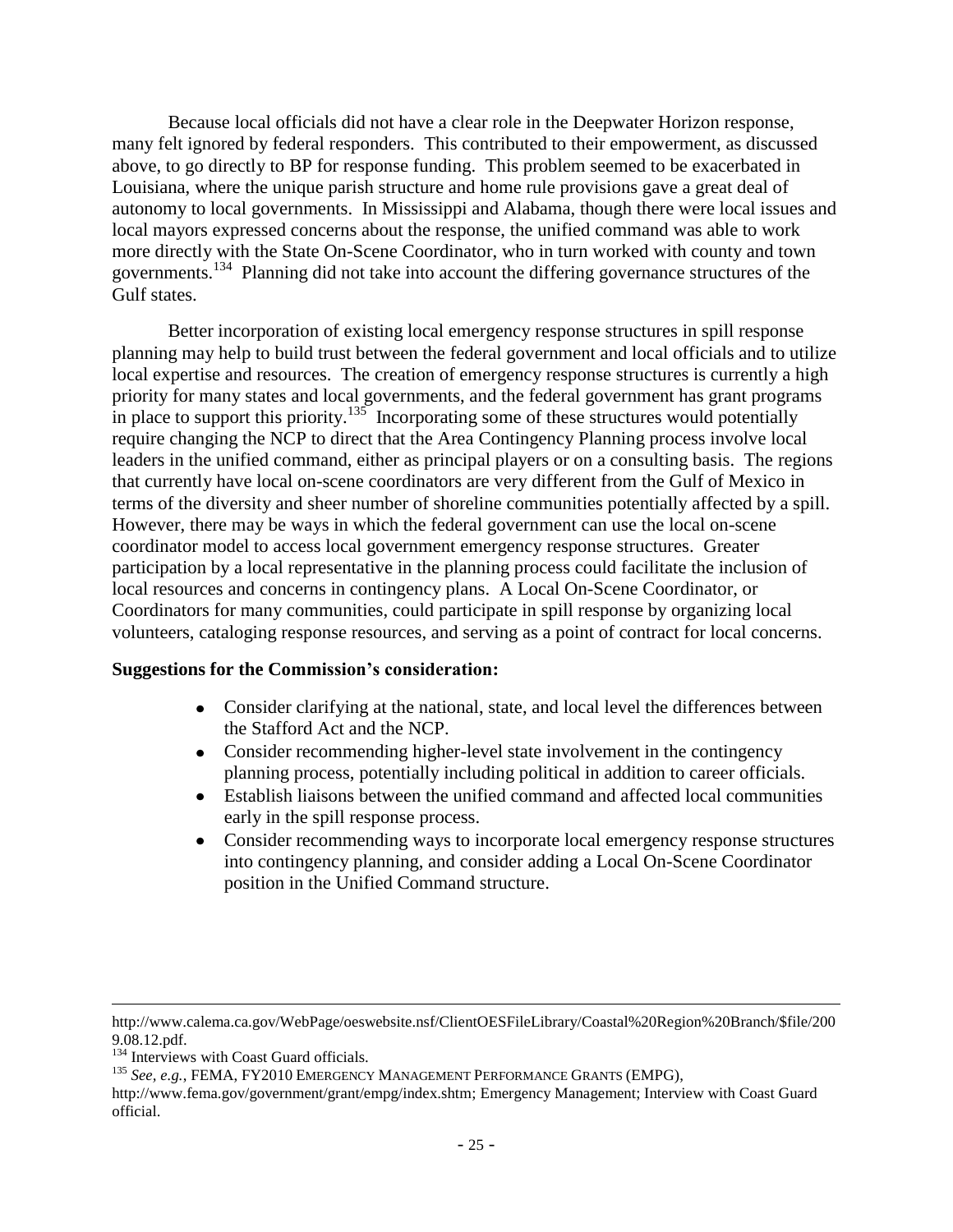Because local officials did not have a clear role in the Deepwater Horizon response, many felt ignored by federal responders. This contributed to their empowerment, as discussed above, to go directly to BP for response funding. This problem seemed to be exacerbated in Louisiana, where the unique parish structure and home rule provisions gave a great deal of autonomy to local governments. In Mississippi and Alabama, though there were local issues and local mayors expressed concerns about the response, the unified command was able to work more directly with the State On-Scene Coordinator, who in turn worked with county and town governments.[134] Planning did not take into account the differing governance structures of the Gulf states.

Better incorporation of existing local emergency response structures in spill response planning may help to build trust between the federal government and local officials and to utilize local expertise and resources. The creation of emergency response structures is currently a high priority for many states and local governments, and the federal government has grant programs in place to support this priority.[135] Incorporating some of these structures would potentially require changing the NCP to direct that the Area Contingency Planning process involve local leaders in the unified command, either as principal players or on a consulting basis. The regions that currently have local on-scene coordinators are very different from the Gulf of Mexico in terms of the diversity and sheer number of shoreline communities potentially affected by a spill. However, there may be ways in which the federal government can use the local on-scene coordinator model to access local government emergency response structures. Greater participation by a local representative in the planning process could facilitate the inclusion of local resources and concerns in contingency plans. A Local On-Scene Coordinator, or Coordinators for many communities, could participate in spill response by organizing local volunteers, cataloging response resources, and serving as a point of contract for local concerns.

**Suggestions for the Commission's consideration:**

- Consider clarifying at the national, state, and local level the differences between the Stafford Act and the NCP.
- Consider recommending higher-level state involvement in the contingency planning process, potentially including political in addition to career officials.
- Establish liaisons between the unified command and affected local communities early in the spill response process.
- Consider recommending ways to incorporate local emergency response structures into contingency planning, and consider adding a Local On-Scene Coordinator position in the Unified Command structure.

---

http://www.calema.ca.gov/WebPage/oeswebsite.nsf/ClientOESFileLibrary/Coastal%20Region%20Branch/$file/2009.08.12.pdf.

[134] Interviews with Coast Guard officials.

[135] *See, e.g.*, FEMA, FY2010 EMERGENCY MANAGEMENT PERFORMANCE GRANTS (EMPG), http://www.fema.gov/government/grant/empg/index.shtm; Emergency Management; Interview with Coast Guard official.